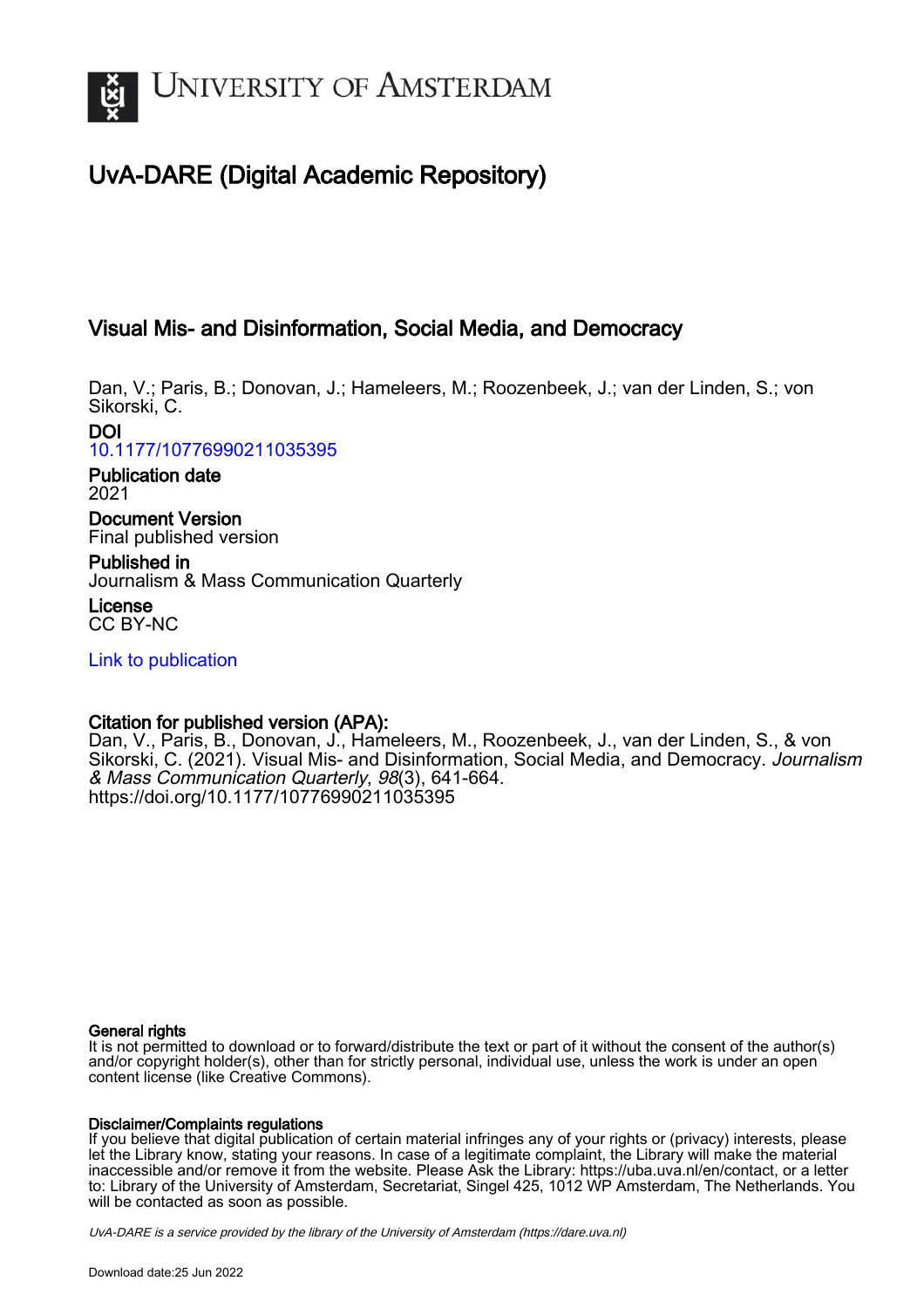# University of Amsterdam

## UvA-DARE (Digital Academic Repository)

### Visual Mis- and Disinformation, Social Media, and Democracy

Dan, V.; Paris, B.; Donovan, J.; Hameleers, M.; Roozenbeek, J.; van der Linden, S.; von Sikorski, C.

**DOI**
10.1177/10776990211035395

**Publication date**
2021

**Document Version**
Final published version

**Published in**
Journalism & Mass Communication Quarterly

**License**
CC BY-NC

Link to publication

**Citation for published version (APA):**
Dan, V., Paris, B., Donovan, J., Hameleers, M., Roozenbeek, J., van der Linden, S., & von Sikorski, C. (2021). Visual Mis- and Disinformation, Social Media, and Democracy. *Journalism & Mass Communication Quarterly*, *98*(3), 641-664. https://doi.org/10.1177/10776990211035395

**General rights**
It is not permitted to download or to forward/distribute the text or part of it without the consent of the author(s) and/or copyright holder(s), other than for strictly personal, individual use, unless the work is under an open content license (like Creative Commons).

**Disclaimer/Complaints regulations**
If you believe that digital publication of certain material infringes any of your rights or (privacy) interests, please let the Library know, stating your reasons. In case of a legitimate complaint, the Library will make the material inaccessible and/or remove it from the website. Please Ask the Library: https://uba.uva.nl/en/contact, or a letter to: Library of the University of Amsterdam, Secretariat, Singel 425, 1012 WP Amsterdam, The Netherlands. You will be contacted as soon as possible.

*UvA-DARE is a service provided by the library of the University of Amsterdam (https://dare.uva.nl)*

Download date:25 Jun 2022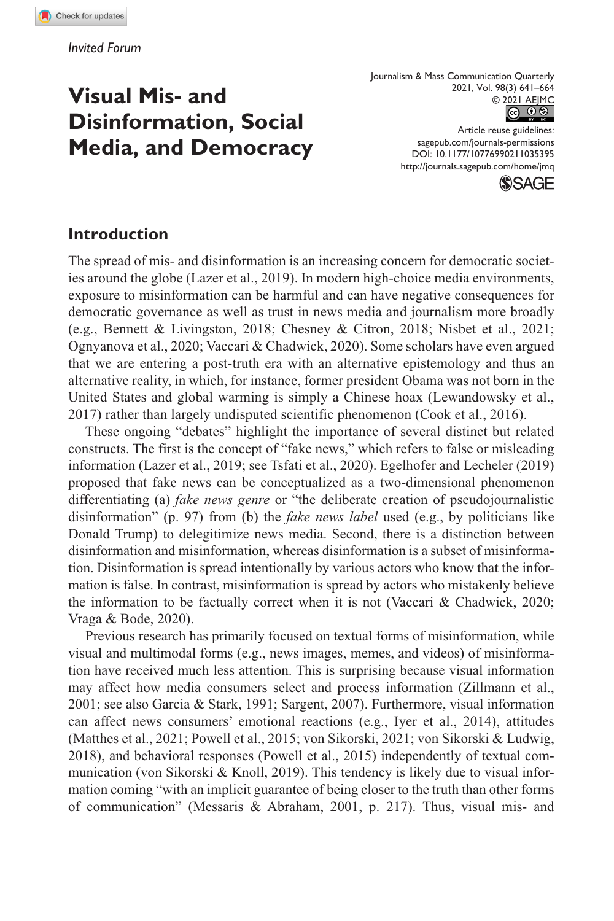*Invited Forum*

# Visual Mis- and Disinformation, Social Media, and Democracy

Article reuse guidelines: sagepub.com/journals-permissions
DOI: 10.1177/10776990211035395
http://journals.sagepub.com/home/jmq

## Introduction

The spread of mis- and disinformation is an increasing concern for democratic societies around the globe (Lazer et al., 2019). In modern high-choice media environments, exposure to misinformation can be harmful and can have negative consequences for democratic governance as well as trust in news media and journalism more broadly (e.g., Bennett & Livingston, 2018; Chesney & Citron, 2018; Nisbet et al., 2021; Ognyanova et al., 2020; Vaccari & Chadwick, 2020). Some scholars have even argued that we are entering a post-truth era with an alternative epistemology and thus an alternative reality, in which, for instance, former president Obama was not born in the United States and global warming is simply a Chinese hoax (Lewandowsky et al., 2017) rather than largely undisputed scientific phenomenon (Cook et al., 2016).

These ongoing "debates" highlight the importance of several distinct but related constructs. The first is the concept of "fake news," which refers to false or misleading information (Lazer et al., 2019; see Tsfati et al., 2020). Egelhofer and Lecheler (2019) proposed that fake news can be conceptualized as a two-dimensional phenomenon differentiating (a) *fake news genre* or "the deliberate creation of pseudojournalistic disinformation" (p. 97) from (b) the *fake news label* used (e.g., by politicians like Donald Trump) to delegitimize news media. Second, there is a distinction between disinformation and misinformation, whereas disinformation is a subset of misinformation. Disinformation is spread intentionally by various actors who know that the information is false. In contrast, misinformation is spread by actors who mistakenly believe the information to be factually correct when it is not (Vaccari & Chadwick, 2020; Vraga & Bode, 2020).

Previous research has primarily focused on textual forms of misinformation, while visual and multimodal forms (e.g., news images, memes, and videos) of misinformation have received much less attention. This is surprising because visual information may affect how media consumers select and process information (Zillmann et al., 2001; see also Garcia & Stark, 1991; Sargent, 2007). Furthermore, visual information can affect news consumers' emotional reactions (e.g., Iyer et al., 2014), attitudes (Matthes et al., 2021; Powell et al., 2015; von Sikorski, 2021; von Sikorski & Ludwig, 2018), and behavioral responses (Powell et al., 2015) independently of textual communication (von Sikorski & Knoll, 2019). This tendency is likely due to visual information coming "with an implicit guarantee of being closer to the truth than other forms of communication" (Messaris & Abraham, 2001, p. 217). Thus, visual mis- and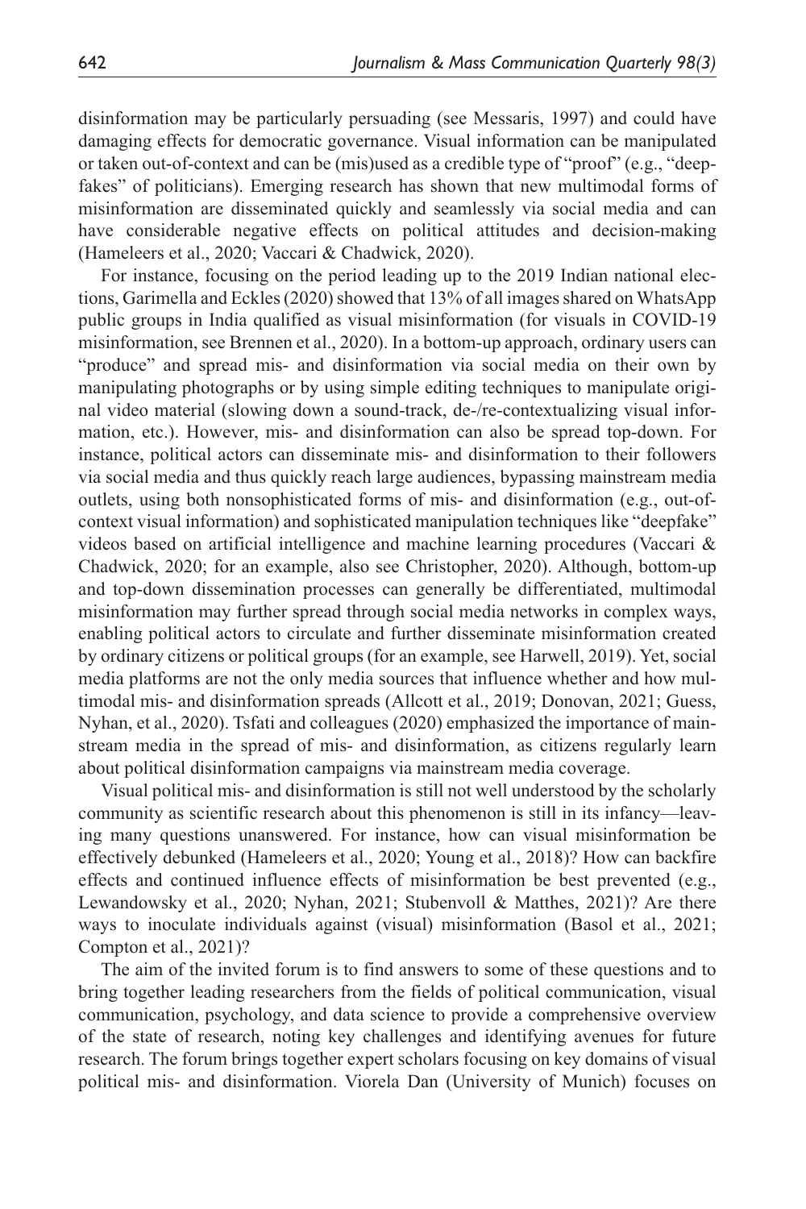disinformation may be particularly persuading (see Messaris, 1997) and could have damaging effects for democratic governance. Visual information can be manipulated or taken out-of-context and can be (mis)used as a credible type of "proof" (e.g., "deepfakes" of politicians). Emerging research has shown that new multimodal forms of misinformation are disseminated quickly and seamlessly via social media and can have considerable negative effects on political attitudes and decision-making (Hameleers et al., 2020; Vaccari & Chadwick, 2020).

For instance, focusing on the period leading up to the 2019 Indian national elections, Garimella and Eckles (2020) showed that 13% of all images shared on WhatsApp public groups in India qualified as visual misinformation (for visuals in COVID-19 misinformation, see Brennen et al., 2020). In a bottom-up approach, ordinary users can "produce" and spread mis- and disinformation via social media on their own by manipulating photographs or by using simple editing techniques to manipulate original video material (slowing down a sound-track, de-/re-contextualizing visual information, etc.). However, mis- and disinformation can also be spread top-down. For instance, political actors can disseminate mis- and disinformation to their followers via social media and thus quickly reach large audiences, bypassing mainstream media outlets, using both nonsophisticated forms of mis- and disinformation (e.g., out-of-context visual information) and sophisticated manipulation techniques like "deepfake" videos based on artificial intelligence and machine learning procedures (Vaccari & Chadwick, 2020; for an example, also see Christopher, 2020). Although, bottom-up and top-down dissemination processes can generally be differentiated, multimodal misinformation may further spread through social media networks in complex ways, enabling political actors to circulate and further disseminate misinformation created by ordinary citizens or political groups (for an example, see Harwell, 2019). Yet, social media platforms are not the only media sources that influence whether and how multimodal mis- and disinformation spreads (Allcott et al., 2019; Donovan, 2021; Guess, Nyhan, et al., 2020). Tsfati and colleagues (2020) emphasized the importance of mainstream media in the spread of mis- and disinformation, as citizens regularly learn about political disinformation campaigns via mainstream media coverage.

Visual political mis- and disinformation is still not well understood by the scholarly community as scientific research about this phenomenon is still in its infancy—leaving many questions unanswered. For instance, how can visual misinformation be effectively debunked (Hameleers et al., 2020; Young et al., 2018)? How can backfire effects and continued influence effects of misinformation be best prevented (e.g., Lewandowsky et al., 2020; Nyhan, 2021; Stubenvoll & Matthes, 2021)? Are there ways to inoculate individuals against (visual) misinformation (Basol et al., 2021; Compton et al., 2021)?

The aim of the invited forum is to find answers to some of these questions and to bring together leading researchers from the fields of political communication, visual communication, psychology, and data science to provide a comprehensive overview of the state of research, noting key challenges and identifying avenues for future research. The forum brings together expert scholars focusing on key domains of visual political mis- and disinformation. Viorela Dan (University of Munich) focuses on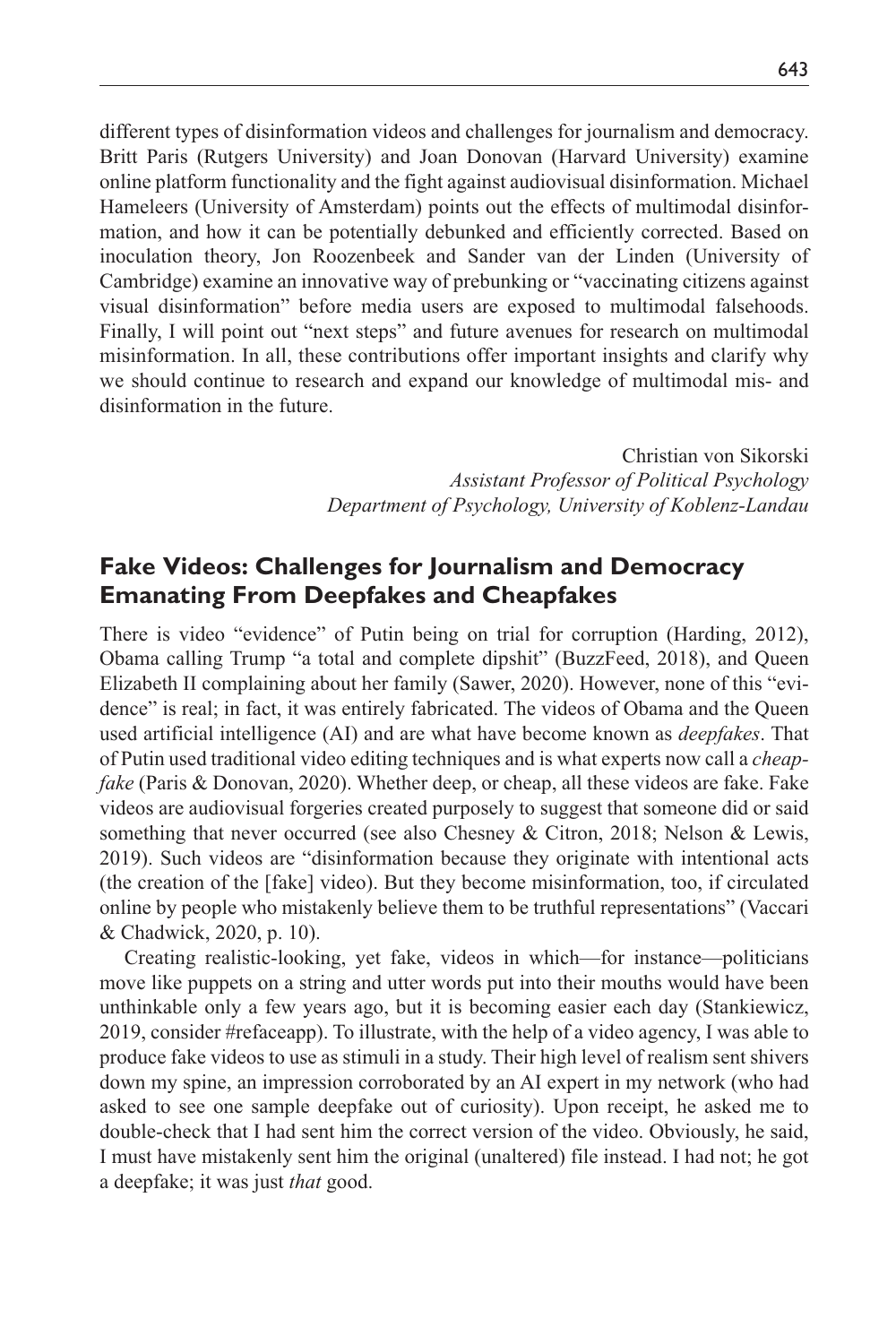different types of disinformation videos and challenges for journalism and democracy. Britt Paris (Rutgers University) and Joan Donovan (Harvard University) examine online platform functionality and the fight against audiovisual disinformation. Michael Hameleers (University of Amsterdam) points out the effects of multimodal disinformation, and how it can be potentially debunked and efficiently corrected. Based on inoculation theory, Jon Roozenbeek and Sander van der Linden (University of Cambridge) examine an innovative way of prebunking or "vaccinating citizens against visual disinformation" before media users are exposed to multimodal falsehoods. Finally, I will point out "next steps" and future avenues for research on multimodal misinformation. In all, these contributions offer important insights and clarify why we should continue to research and expand our knowledge of multimodal mis- and disinformation in the future.

Christian von Sikorski
*Assistant Professor of Political Psychology*
*Department of Psychology, University of Koblenz-Landau*

## Fake Videos: Challenges for Journalism and Democracy Emanating From Deepfakes and Cheapfakes

There is video "evidence" of Putin being on trial for corruption (Harding, 2012), Obama calling Trump "a total and complete dipshit" (BuzzFeed, 2018), and Queen Elizabeth II complaining about her family (Sawer, 2020). However, none of this "evidence" is real; in fact, it was entirely fabricated. The videos of Obama and the Queen used artificial intelligence (AI) and are what have become known as *deepfakes*. That of Putin used traditional video editing techniques and is what experts now call a *cheapfake* (Paris & Donovan, 2020). Whether deep, or cheap, all these videos are fake. Fake videos are audiovisual forgeries created purposely to suggest that someone did or said something that never occurred (see also Chesney & Citron, 2018; Nelson & Lewis, 2019). Such videos are "disinformation because they originate with intentional acts (the creation of the [fake] video). But they become misinformation, too, if circulated online by people who mistakenly believe them to be truthful representations" (Vaccari & Chadwick, 2020, p. 10).

Creating realistic-looking, yet fake, videos in which—for instance—politicians move like puppets on a string and utter words put into their mouths would have been unthinkable only a few years ago, but it is becoming easier each day (Stankiewicz, 2019, consider #refaceapp). To illustrate, with the help of a video agency, I was able to produce fake videos to use as stimuli in a study. Their high level of realism sent shivers down my spine, an impression corroborated by an AI expert in my network (who had asked to see one sample deepfake out of curiosity). Upon receipt, he asked me to double-check that I had sent him the correct version of the video. Obviously, he said, I must have mistakenly sent him the original (unaltered) file instead. I had not; he got a deepfake; it was just *that* good.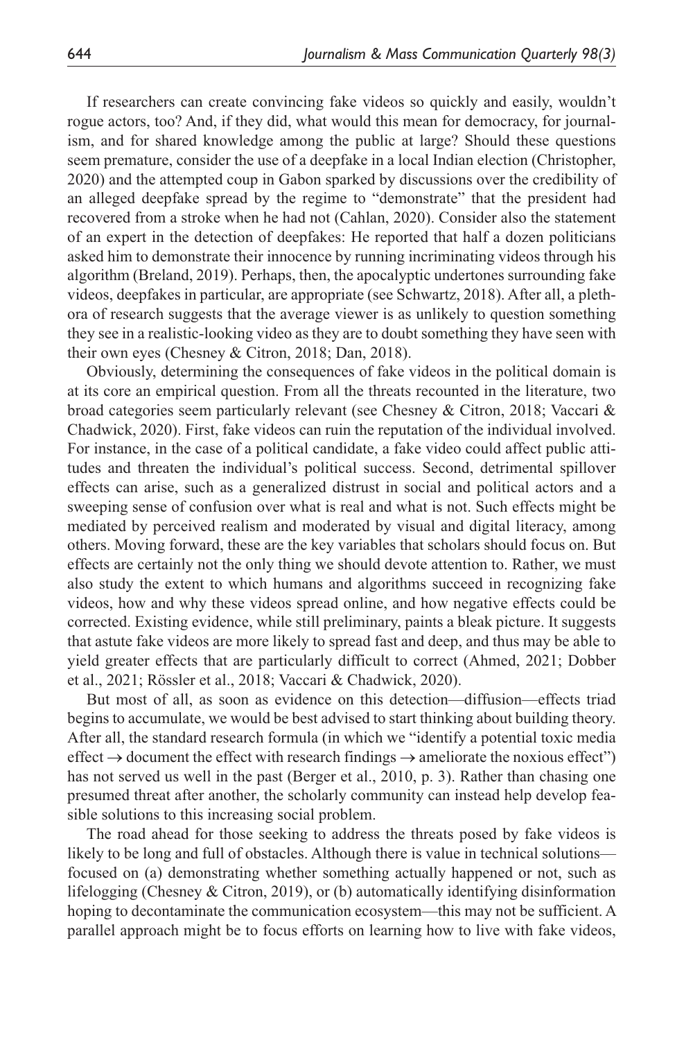If researchers can create convincing fake videos so quickly and easily, wouldn't rogue actors, too? And, if they did, what would this mean for democracy, for journalism, and for shared knowledge among the public at large? Should these questions seem premature, consider the use of a deepfake in a local Indian election (Christopher, 2020) and the attempted coup in Gabon sparked by discussions over the credibility of an alleged deepfake spread by the regime to "demonstrate" that the president had recovered from a stroke when he had not (Cahlan, 2020). Consider also the statement of an expert in the detection of deepfakes: He reported that half a dozen politicians asked him to demonstrate their innocence by running incriminating videos through his algorithm (Breland, 2019). Perhaps, then, the apocalyptic undertones surrounding fake videos, deepfakes in particular, are appropriate (see Schwartz, 2018). After all, a plethora of research suggests that the average viewer is as unlikely to question something they see in a realistic-looking video as they are to doubt something they have seen with their own eyes (Chesney & Citron, 2018; Dan, 2018).

Obviously, determining the consequences of fake videos in the political domain is at its core an empirical question. From all the threats recounted in the literature, two broad categories seem particularly relevant (see Chesney & Citron, 2018; Vaccari & Chadwick, 2020). First, fake videos can ruin the reputation of the individual involved. For instance, in the case of a political candidate, a fake video could affect public attitudes and threaten the individual's political success. Second, detrimental spillover effects can arise, such as a generalized distrust in social and political actors and a sweeping sense of confusion over what is real and what is not. Such effects might be mediated by perceived realism and moderated by visual and digital literacy, among others. Moving forward, these are the key variables that scholars should focus on. But effects are certainly not the only thing we should devote attention to. Rather, we must also study the extent to which humans and algorithms succeed in recognizing fake videos, how and why these videos spread online, and how negative effects could be corrected. Existing evidence, while still preliminary, paints a bleak picture. It suggests that astute fake videos are more likely to spread fast and deep, and thus may be able to yield greater effects that are particularly difficult to correct (Ahmed, 2021; Dobber et al., 2021; Rössler et al., 2018; Vaccari & Chadwick, 2020).

But most of all, as soon as evidence on this detection—diffusion—effects triad begins to accumulate, we would be best advised to start thinking about building theory. After all, the standard research formula (in which we "identify a potential toxic media effect → document the effect with research findings → ameliorate the noxious effect") has not served us well in the past (Berger et al., 2010, p. 3). Rather than chasing one presumed threat after another, the scholarly community can instead help develop feasible solutions to this increasing social problem.

The road ahead for those seeking to address the threats posed by fake videos is likely to be long and full of obstacles. Although there is value in technical solutions—focused on (a) demonstrating whether something actually happened or not, such as lifelogging (Chesney & Citron, 2019), or (b) automatically identifying disinformation hoping to decontaminate the communication ecosystem—this may not be sufficient. A parallel approach might be to focus efforts on learning how to live with fake videos,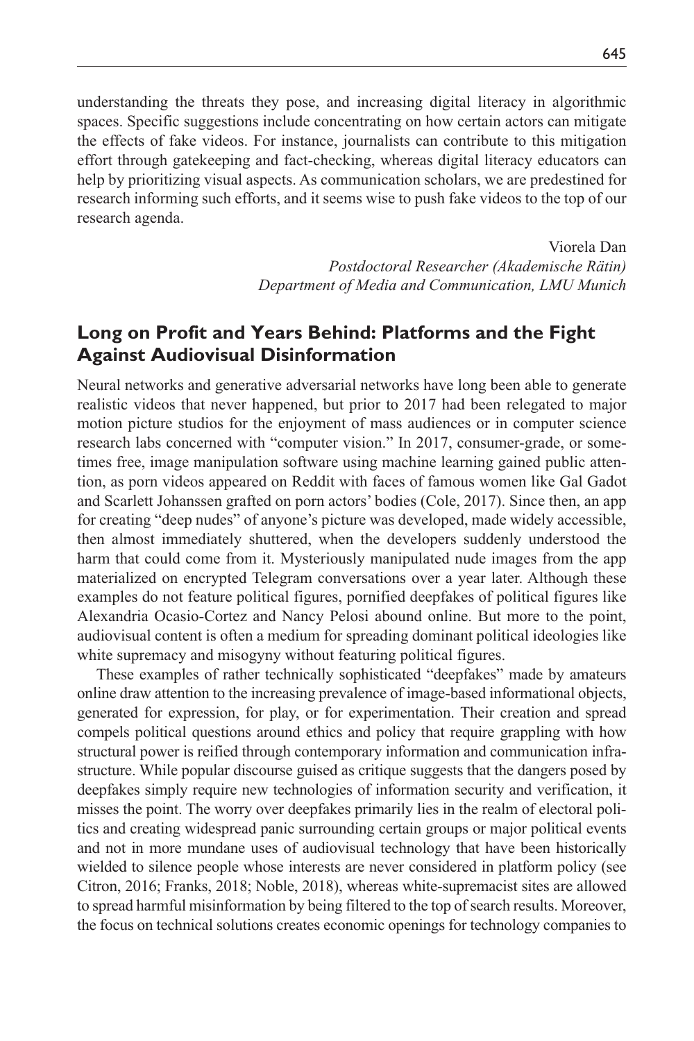understanding the threats they pose, and increasing digital literacy in algorithmic spaces. Specific suggestions include concentrating on how certain actors can mitigate the effects of fake videos. For instance, journalists can contribute to this mitigation effort through gatekeeping and fact-checking, whereas digital literacy educators can help by prioritizing visual aspects. As communication scholars, we are predestined for research informing such efforts, and it seems wise to push fake videos to the top of our research agenda.

Viorela Dan
*Postdoctoral Researcher (Akademische Rätin)*
*Department of Media and Communication, LMU Munich*

## Long on Profit and Years Behind: Platforms and the Fight Against Audiovisual Disinformation

Neural networks and generative adversarial networks have long been able to generate realistic videos that never happened, but prior to 2017 had been relegated to major motion picture studios for the enjoyment of mass audiences or in computer science research labs concerned with "computer vision." In 2017, consumer-grade, or sometimes free, image manipulation software using machine learning gained public attention, as porn videos appeared on Reddit with faces of famous women like Gal Gadot and Scarlett Johanssen grafted on porn actors' bodies (Cole, 2017). Since then, an app for creating "deep nudes" of anyone's picture was developed, made widely accessible, then almost immediately shuttered, when the developers suddenly understood the harm that could come from it. Mysteriously manipulated nude images from the app materialized on encrypted Telegram conversations over a year later. Although these examples do not feature political figures, pornified deepfakes of political figures like Alexandria Ocasio-Cortez and Nancy Pelosi abound online. But more to the point, audiovisual content is often a medium for spreading dominant political ideologies like white supremacy and misogyny without featuring political figures.

These examples of rather technically sophisticated "deepfakes" made by amateurs online draw attention to the increasing prevalence of image-based informational objects, generated for expression, for play, or for experimentation. Their creation and spread compels political questions around ethics and policy that require grappling with how structural power is reified through contemporary information and communication infrastructure. While popular discourse guised as critique suggests that the dangers posed by deepfakes simply require new technologies of information security and verification, it misses the point. The worry over deepfakes primarily lies in the realm of electoral politics and creating widespread panic surrounding certain groups or major political events and not in more mundane uses of audiovisual technology that have been historically wielded to silence people whose interests are never considered in platform policy (see Citron, 2016; Franks, 2018; Noble, 2018), whereas white-supremacist sites are allowed to spread harmful misinformation by being filtered to the top of search results. Moreover, the focus on technical solutions creates economic openings for technology companies to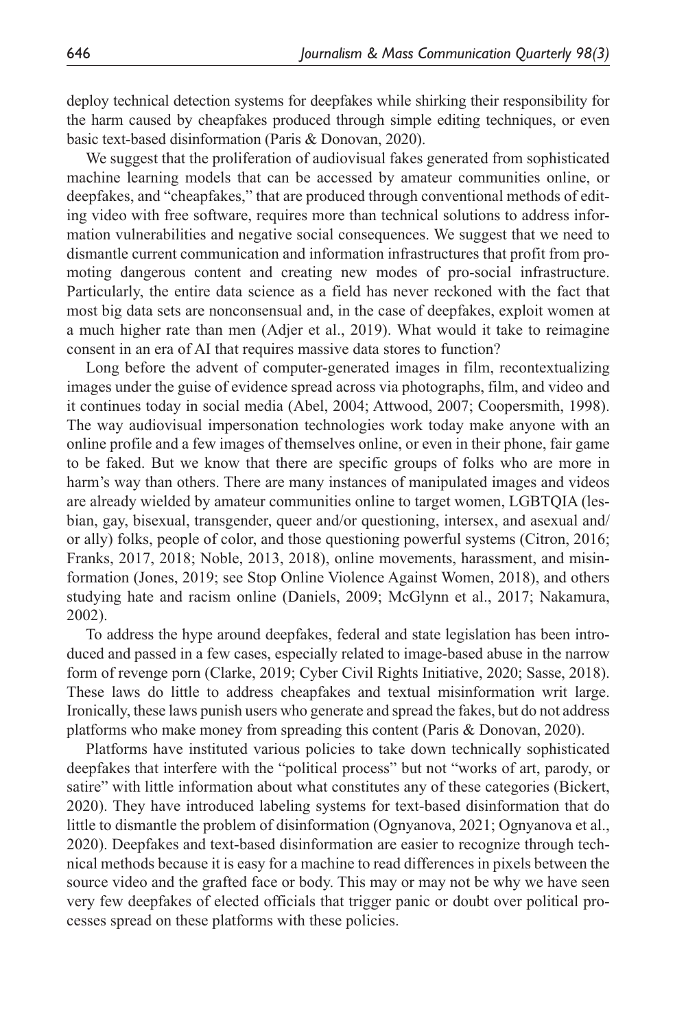deploy technical detection systems for deepfakes while shirking their responsibility for the harm caused by cheapfakes produced through simple editing techniques, or even basic text-based disinformation (Paris & Donovan, 2020).

We suggest that the proliferation of audiovisual fakes generated from sophisticated machine learning models that can be accessed by amateur communities online, or deepfakes, and "cheapfakes," that are produced through conventional methods of editing video with free software, requires more than technical solutions to address information vulnerabilities and negative social consequences. We suggest that we need to dismantle current communication and information infrastructures that profit from promoting dangerous content and creating new modes of pro-social infrastructure. Particularly, the entire data science as a field has never reckoned with the fact that most big data sets are nonconsensual and, in the case of deepfakes, exploit women at a much higher rate than men (Adjer et al., 2019). What would it take to reimagine consent in an era of AI that requires massive data stores to function?

Long before the advent of computer-generated images in film, recontextualizing images under the guise of evidence spread across via photographs, film, and video and it continues today in social media (Abel, 2004; Attwood, 2007; Coopersmith, 1998). The way audiovisual impersonation technologies work today make anyone with an online profile and a few images of themselves online, or even in their phone, fair game to be faked. But we know that there are specific groups of folks who are more in harm's way than others. There are many instances of manipulated images and videos are already wielded by amateur communities online to target women, LGBTQIA (lesbian, gay, bisexual, transgender, queer and/or questioning, intersex, and asexual and/or ally) folks, people of color, and those questioning powerful systems (Citron, 2016; Franks, 2017, 2018; Noble, 2013, 2018), online movements, harassment, and misinformation (Jones, 2019; see Stop Online Violence Against Women, 2018), and others studying hate and racism online (Daniels, 2009; McGlynn et al., 2017; Nakamura, 2002).

To address the hype around deepfakes, federal and state legislation has been introduced and passed in a few cases, especially related to image-based abuse in the narrow form of revenge porn (Clarke, 2019; Cyber Civil Rights Initiative, 2020; Sasse, 2018). These laws do little to address cheapfakes and textual misinformation writ large. Ironically, these laws punish users who generate and spread the fakes, but do not address platforms who make money from spreading this content (Paris & Donovan, 2020).

Platforms have instituted various policies to take down technically sophisticated deepfakes that interfere with the "political process" but not "works of art, parody, or satire" with little information about what constitutes any of these categories (Bickert, 2020). They have introduced labeling systems for text-based disinformation that do little to dismantle the problem of disinformation (Ognyanova, 2021; Ognyanova et al., 2020). Deepfakes and text-based disinformation are easier to recognize through technical methods because it is easy for a machine to read differences in pixels between the source video and the grafted face or body. This may or may not be why we have seen very few deepfakes of elected officials that trigger panic or doubt over political processes spread on these platforms with these policies.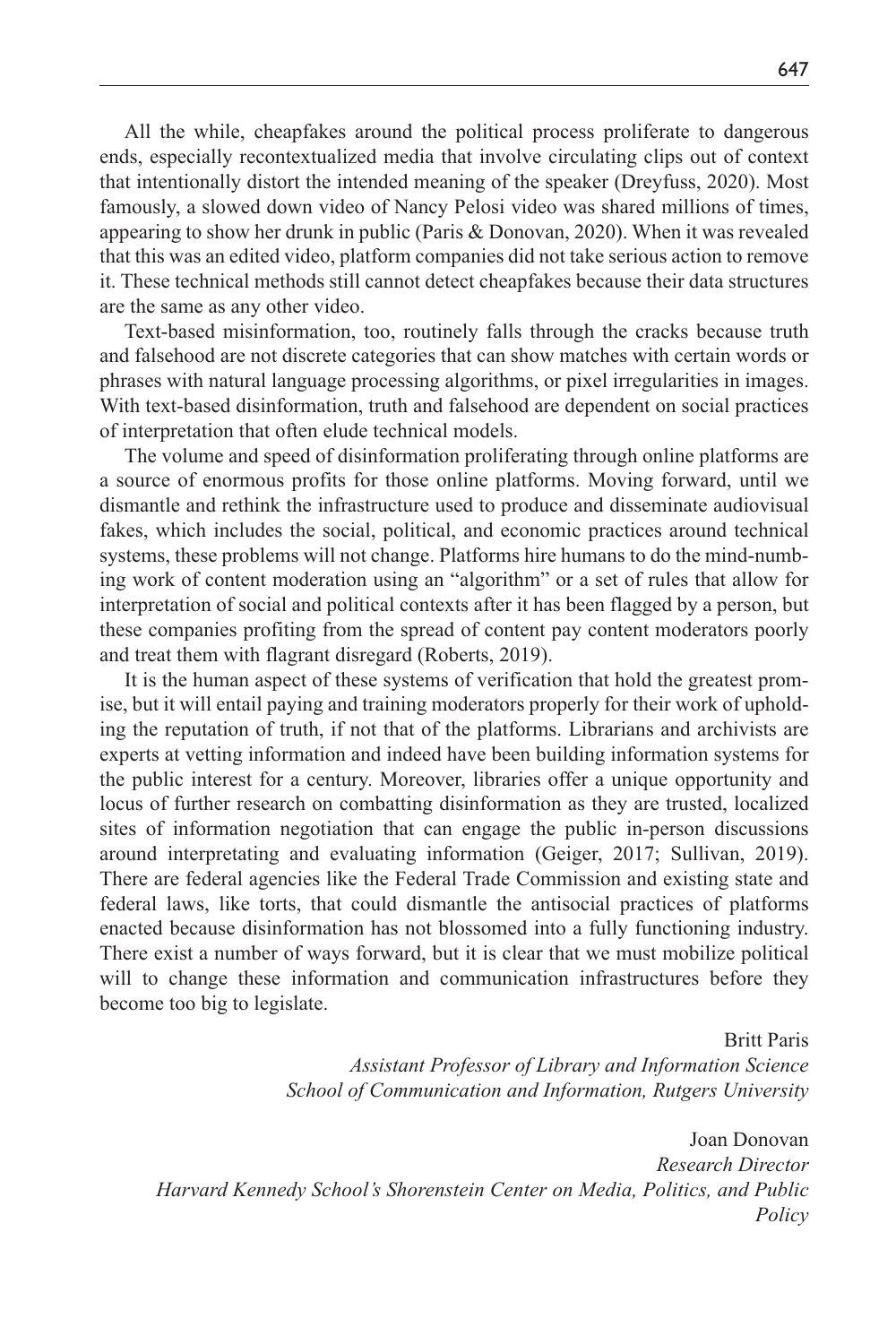All the while, cheapfakes around the political process proliferate to dangerous ends, especially recontextualized media that involve circulating clips out of context that intentionally distort the intended meaning of the speaker (Dreyfuss, 2020). Most famously, a slowed down video of Nancy Pelosi video was shared millions of times, appearing to show her drunk in public (Paris & Donovan, 2020). When it was revealed that this was an edited video, platform companies did not take serious action to remove it. These technical methods still cannot detect cheapfakes because their data structures are the same as any other video.

Text-based misinformation, too, routinely falls through the cracks because truth and falsehood are not discrete categories that can show matches with certain words or phrases with natural language processing algorithms, or pixel irregularities in images. With text-based disinformation, truth and falsehood are dependent on social practices of interpretation that often elude technical models.

The volume and speed of disinformation proliferating through online platforms are a source of enormous profits for those online platforms. Moving forward, until we dismantle and rethink the infrastructure used to produce and disseminate audiovisual fakes, which includes the social, political, and economic practices around technical systems, these problems will not change. Platforms hire humans to do the mind-numbing work of content moderation using an "algorithm" or a set of rules that allow for interpretation of social and political contexts after it has been flagged by a person, but these companies profiting from the spread of content pay content moderators poorly and treat them with flagrant disregard (Roberts, 2019).

It is the human aspect of these systems of verification that hold the greatest promise, but it will entail paying and training moderators properly for their work of upholding the reputation of truth, if not that of the platforms. Librarians and archivists are experts at vetting information and indeed have been building information systems for the public interest for a century. Moreover, libraries offer a unique opportunity and locus of further research on combatting disinformation as they are trusted, localized sites of information negotiation that can engage the public in-person discussions around interpretating and evaluating information (Geiger, 2017; Sullivan, 2019). There are federal agencies like the Federal Trade Commission and existing state and federal laws, like torts, that could dismantle the antisocial practices of platforms enacted because disinformation has not blossomed into a fully functioning industry. There exist a number of ways forward, but it is clear that we must mobilize political will to change these information and communication infrastructures before they become too big to legislate.

Britt Paris
*Assistant Professor of Library and Information Science*
*School of Communication and Information, Rutgers University*

Joan Donovan
*Research Director*
*Harvard Kennedy School's Shorenstein Center on Media, Politics, and Public Policy*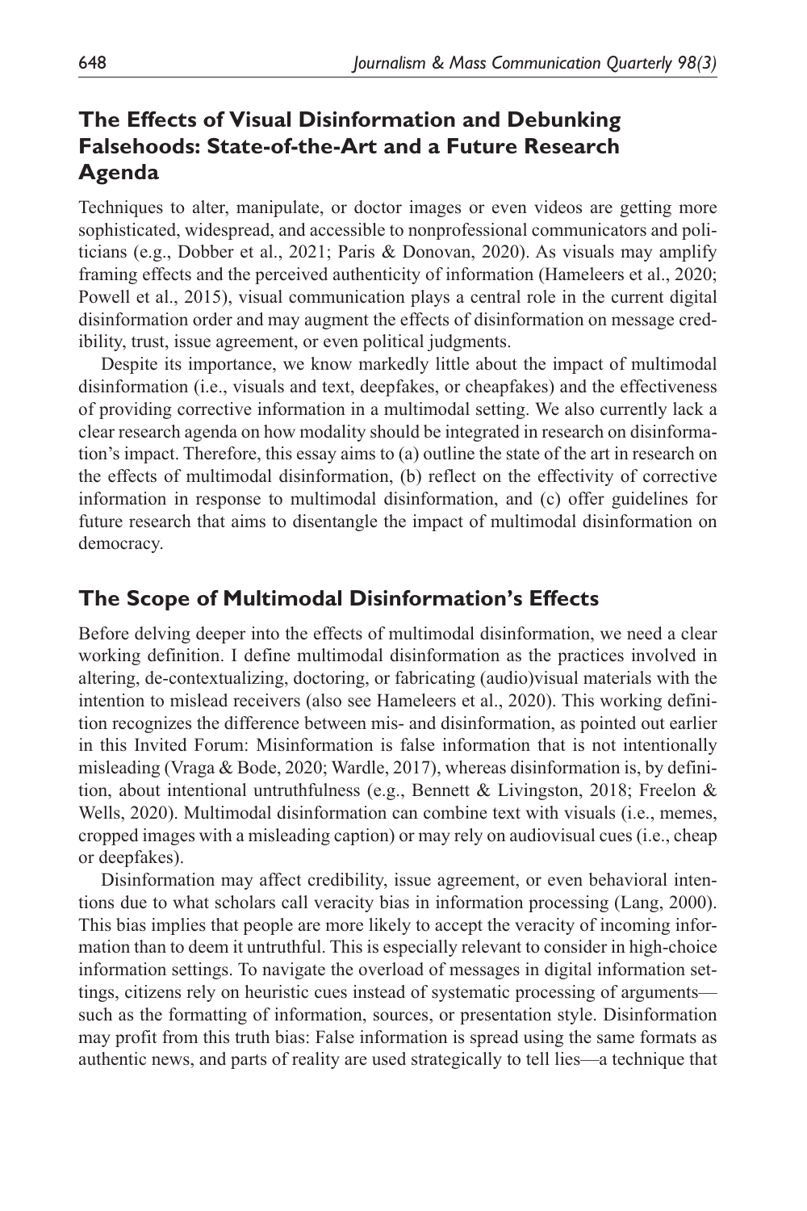## The Effects of Visual Disinformation and Debunking Falsehoods: State-of-the-Art and a Future Research Agenda

Techniques to alter, manipulate, or doctor images or even videos are getting more sophisticated, widespread, and accessible to nonprofessional communicators and politicians (e.g., Dobber et al., 2021; Paris & Donovan, 2020). As visuals may amplify framing effects and the perceived authenticity of information (Hameleers et al., 2020; Powell et al., 2015), visual communication plays a central role in the current digital disinformation order and may augment the effects of disinformation on message credibility, trust, issue agreement, or even political judgments.

Despite its importance, we know markedly little about the impact of multimodal disinformation (i.e., visuals and text, deepfakes, or cheapfakes) and the effectiveness of providing corrective information in a multimodal setting. We also currently lack a clear research agenda on how modality should be integrated in research on disinformation's impact. Therefore, this essay aims to (a) outline the state of the art in research on the effects of multimodal disinformation, (b) reflect on the effectivity of corrective information in response to multimodal disinformation, and (c) offer guidelines for future research that aims to disentangle the impact of multimodal disinformation on democracy.

## The Scope of Multimodal Disinformation's Effects

Before delving deeper into the effects of multimodal disinformation, we need a clear working definition. I define multimodal disinformation as the practices involved in altering, de-contextualizing, doctoring, or fabricating (audio)visual materials with the intention to mislead receivers (also see Hameleers et al., 2020). This working definition recognizes the difference between mis- and disinformation, as pointed out earlier in this Invited Forum: Misinformation is false information that is not intentionally misleading (Vraga & Bode, 2020; Wardle, 2017), whereas disinformation is, by definition, about intentional untruthfulness (e.g., Bennett & Livingston, 2018; Freelon & Wells, 2020). Multimodal disinformation can combine text with visuals (i.e., memes, cropped images with a misleading caption) or may rely on audiovisual cues (i.e., cheap or deepfakes).

Disinformation may affect credibility, issue agreement, or even behavioral intentions due to what scholars call veracity bias in information processing (Lang, 2000). This bias implies that people are more likely to accept the veracity of incoming information than to deem it untruthful. This is especially relevant to consider in high-choice information settings. To navigate the overload of messages in digital information settings, citizens rely on heuristic cues instead of systematic processing of arguments—such as the formatting of information, sources, or presentation style. Disinformation may profit from this truth bias: False information is spread using the same formats as authentic news, and parts of reality are used strategically to tell lies—a technique that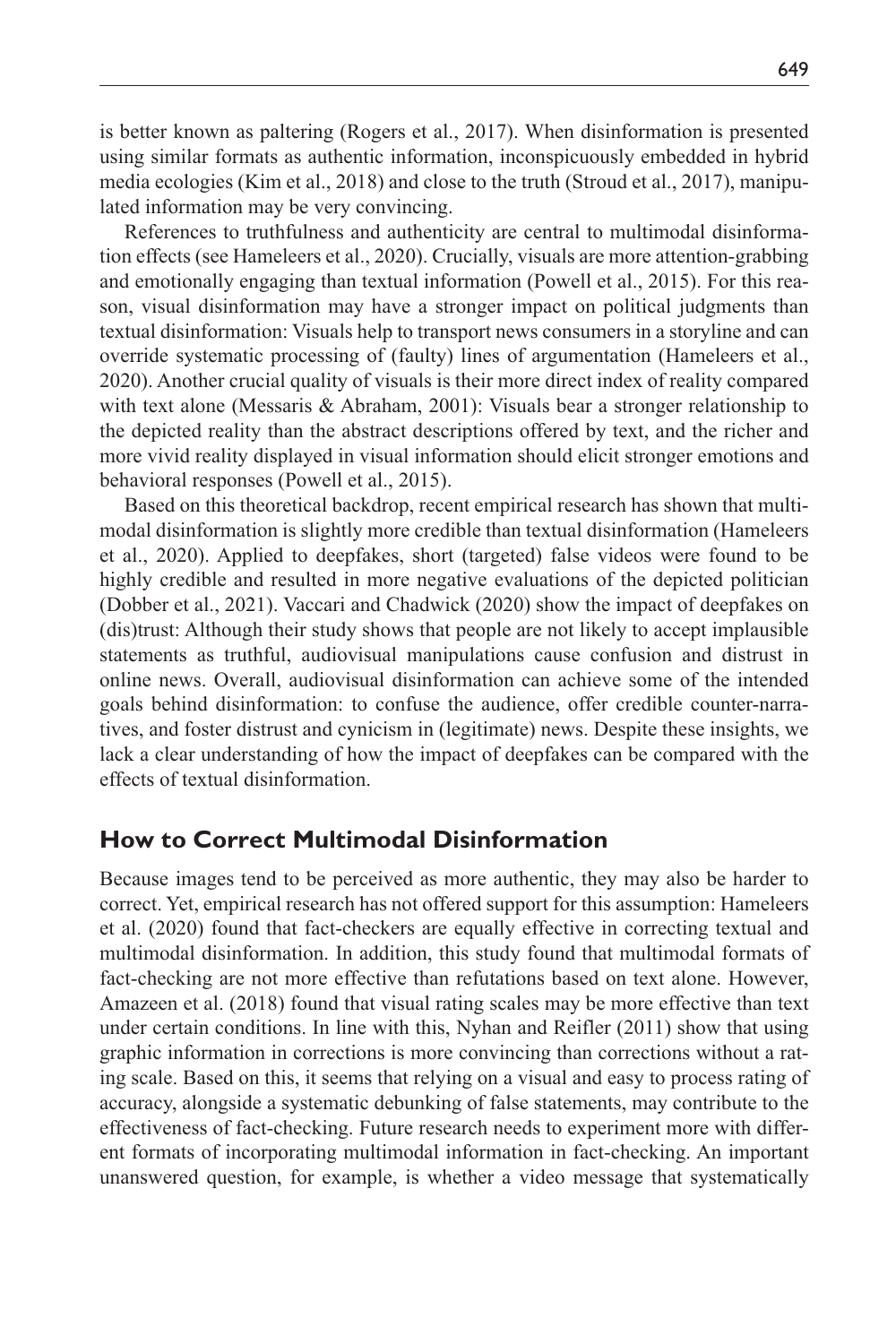is better known as paltering (Rogers et al., 2017). When disinformation is presented using similar formats as authentic information, inconspicuously embedded in hybrid media ecologies (Kim et al., 2018) and close to the truth (Stroud et al., 2017), manipulated information may be very convincing.

References to truthfulness and authenticity are central to multimodal disinformation effects (see Hameleers et al., 2020). Crucially, visuals are more attention-grabbing and emotionally engaging than textual information (Powell et al., 2015). For this reason, visual disinformation may have a stronger impact on political judgments than textual disinformation: Visuals help to transport news consumers in a storyline and can override systematic processing of (faulty) lines of argumentation (Hameleers et al., 2020). Another crucial quality of visuals is their more direct index of reality compared with text alone (Messaris & Abraham, 2001): Visuals bear a stronger relationship to the depicted reality than the abstract descriptions offered by text, and the richer and more vivid reality displayed in visual information should elicit stronger emotions and behavioral responses (Powell et al., 2015).

Based on this theoretical backdrop, recent empirical research has shown that multimodal disinformation is slightly more credible than textual disinformation (Hameleers et al., 2020). Applied to deepfakes, short (targeted) false videos were found to be highly credible and resulted in more negative evaluations of the depicted politician (Dobber et al., 2021). Vaccari and Chadwick (2020) show the impact of deepfakes on (dis)trust: Although their study shows that people are not likely to accept implausible statements as truthful, audiovisual manipulations cause confusion and distrust in online news. Overall, audiovisual disinformation can achieve some of the intended goals behind disinformation: to confuse the audience, offer credible counter-narratives, and foster distrust and cynicism in (legitimate) news. Despite these insights, we lack a clear understanding of how the impact of deepfakes can be compared with the effects of textual disinformation.

## How to Correct Multimodal Disinformation

Because images tend to be perceived as more authentic, they may also be harder to correct. Yet, empirical research has not offered support for this assumption: Hameleers et al. (2020) found that fact-checkers are equally effective in correcting textual and multimodal disinformation. In addition, this study found that multimodal formats of fact-checking are not more effective than refutations based on text alone. However, Amazeen et al. (2018) found that visual rating scales may be more effective than text under certain conditions. In line with this, Nyhan and Reifler (2011) show that using graphic information in corrections is more convincing than corrections without a rating scale. Based on this, it seems that relying on a visual and easy to process rating of accuracy, alongside a systematic debunking of false statements, may contribute to the effectiveness of fact-checking. Future research needs to experiment more with different formats of incorporating multimodal information in fact-checking. An important unanswered question, for example, is whether a video message that systematically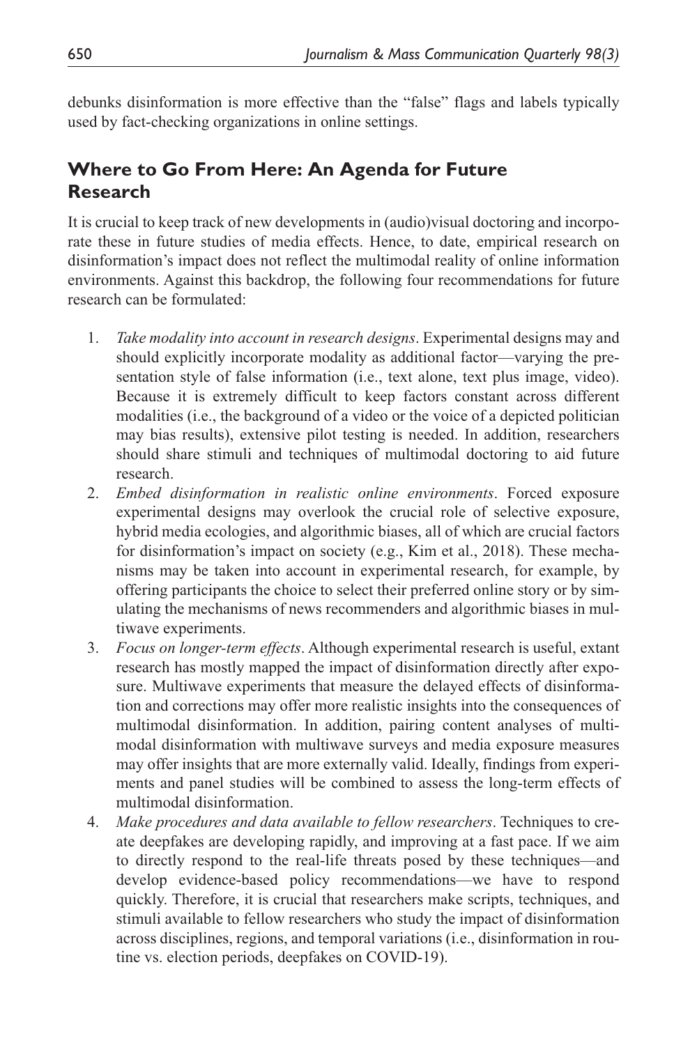debunks disinformation is more effective than the "false" flags and labels typically used by fact-checking organizations in online settings.

## Where to Go From Here: An Agenda for Future Research

It is crucial to keep track of new developments in (audio)visual doctoring and incorporate these in future studies of media effects. Hence, to date, empirical research on disinformation's impact does not reflect the multimodal reality of online information environments. Against this backdrop, the following four recommendations for future research can be formulated:

1. *Take modality into account in research designs*. Experimental designs may and should explicitly incorporate modality as additional factor—varying the presentation style of false information (i.e., text alone, text plus image, video). Because it is extremely difficult to keep factors constant across different modalities (i.e., the background of a video or the voice of a depicted politician may bias results), extensive pilot testing is needed. In addition, researchers should share stimuli and techniques of multimodal doctoring to aid future research.
2. *Embed disinformation in realistic online environments*. Forced exposure experimental designs may overlook the crucial role of selective exposure, hybrid media ecologies, and algorithmic biases, all of which are crucial factors for disinformation's impact on society (e.g., Kim et al., 2018). These mechanisms may be taken into account in experimental research, for example, by offering participants the choice to select their preferred online story or by simulating the mechanisms of news recommenders and algorithmic biases in multiwave experiments.
3. *Focus on longer-term effects*. Although experimental research is useful, extant research has mostly mapped the impact of disinformation directly after exposure. Multiwave experiments that measure the delayed effects of disinformation and corrections may offer more realistic insights into the consequences of multimodal disinformation. In addition, pairing content analyses of multimodal disinformation with multiwave surveys and media exposure measures may offer insights that are more externally valid. Ideally, findings from experiments and panel studies will be combined to assess the long-term effects of multimodal disinformation.
4. *Make procedures and data available to fellow researchers*. Techniques to create deepfakes are developing rapidly, and improving at a fast pace. If we aim to directly respond to the real-life threats posed by these techniques—and develop evidence-based policy recommendations—we have to respond quickly. Therefore, it is crucial that researchers make scripts, techniques, and stimuli available to fellow researchers who study the impact of disinformation across disciplines, regions, and temporal variations (i.e., disinformation in routine vs. election periods, deepfakes on COVID-19).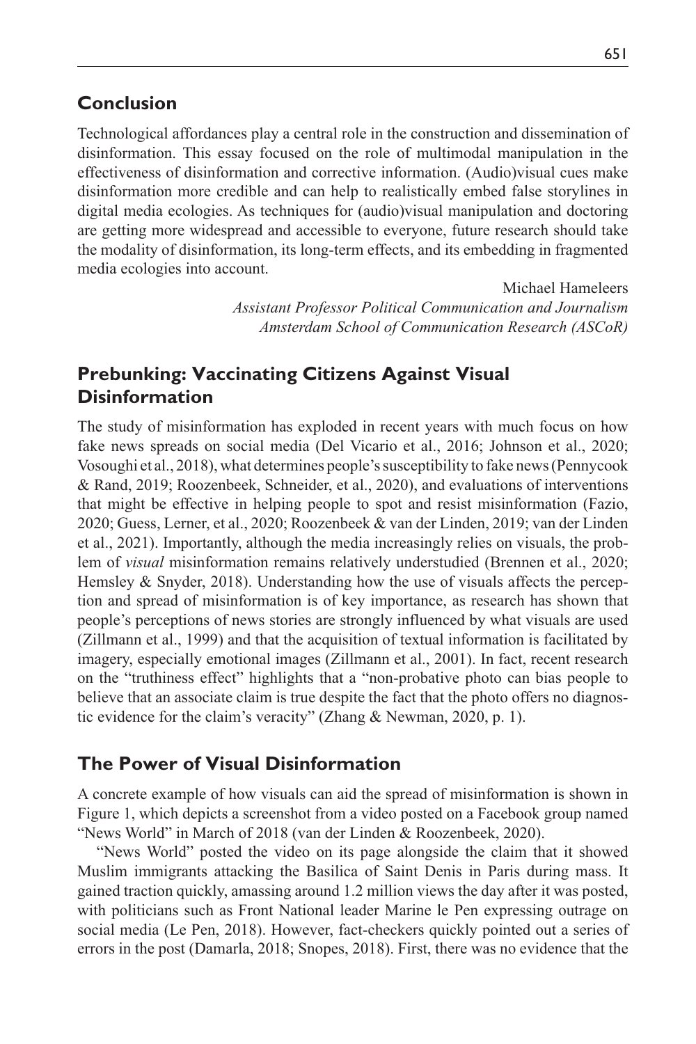## Conclusion

Technological affordances play a central role in the construction and dissemination of disinformation. This essay focused on the role of multimodal manipulation in the effectiveness of disinformation and corrective information. (Audio)visual cues make disinformation more credible and can help to realistically embed false storylines in digital media ecologies. As techniques for (audio)visual manipulation and doctoring are getting more widespread and accessible to everyone, future research should take the modality of disinformation, its long-term effects, and its embedding in fragmented media ecologies into account.

Michael Hameleers
*Assistant Professor Political Communication and Journalism*
*Amsterdam School of Communication Research (ASCoR)*

## Prebunking: Vaccinating Citizens Against Visual Disinformation

The study of misinformation has exploded in recent years with much focus on how fake news spreads on social media (Del Vicario et al., 2016; Johnson et al., 2020; Vosoughi et al., 2018), what determines people's susceptibility to fake news (Pennycook & Rand, 2019; Roozenbeek, Schneider, et al., 2020), and evaluations of interventions that might be effective in helping people to spot and resist misinformation (Fazio, 2020; Guess, Lerner, et al., 2020; Roozenbeek & van der Linden, 2019; van der Linden et al., 2021). Importantly, although the media increasingly relies on visuals, the problem of *visual* misinformation remains relatively understudied (Brennen et al., 2020; Hemsley & Snyder, 2018). Understanding how the use of visuals affects the perception and spread of misinformation is of key importance, as research has shown that people's perceptions of news stories are strongly influenced by what visuals are used (Zillmann et al., 1999) and that the acquisition of textual information is facilitated by imagery, especially emotional images (Zillmann et al., 2001). In fact, recent research on the "truthiness effect" highlights that a "non-probative photo can bias people to believe that an associate claim is true despite the fact that the photo offers no diagnostic evidence for the claim's veracity" (Zhang & Newman, 2020, p. 1).

## The Power of Visual Disinformation

A concrete example of how visuals can aid the spread of misinformation is shown in Figure 1, which depicts a screenshot from a video posted on a Facebook group named "News World" in March of 2018 (van der Linden & Roozenbeek, 2020).

"News World" posted the video on its page alongside the claim that it showed Muslim immigrants attacking the Basilica of Saint Denis in Paris during mass. It gained traction quickly, amassing around 1.2 million views the day after it was posted, with politicians such as Front National leader Marine le Pen expressing outrage on social media (Le Pen, 2018). However, fact-checkers quickly pointed out a series of errors in the post (Damarla, 2018; Snopes, 2018). First, there was no evidence that the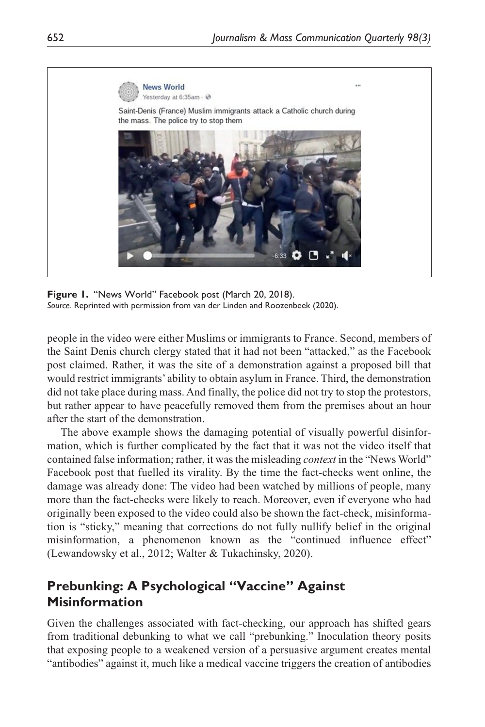**Figure 1.** "News World" Facebook post (March 20, 2018).
*Source.* Reprinted with permission from van der Linden and Roozenbeek (2020).

people in the video were either Muslims or immigrants to France. Second, members of the Saint Denis church clergy stated that it had not been "attacked," as the Facebook post claimed. Rather, it was the site of a demonstration against a proposed bill that would restrict immigrants' ability to obtain asylum in France. Third, the demonstration did not take place during mass. And finally, the police did not try to stop the protestors, but rather appear to have peacefully removed them from the premises about an hour after the start of the demonstration.

The above example shows the damaging potential of visually powerful disinformation, which is further complicated by the fact that it was not the video itself that contained false information; rather, it was the misleading *context* in the "News World" Facebook post that fuelled its virality. By the time the fact-checks went online, the damage was already done: The video had been watched by millions of people, many more than the fact-checks were likely to reach. Moreover, even if everyone who had originally been exposed to the video could also be shown the fact-check, misinformation is "sticky," meaning that corrections do not fully nullify belief in the original misinformation, a phenomenon known as the "continued influence effect" (Lewandowsky et al., 2012; Walter & Tukachinsky, 2020).

## Prebunking: A Psychological "Vaccine" Against Misinformation

Given the challenges associated with fact-checking, our approach has shifted gears from traditional debunking to what we call "prebunking." Inoculation theory posits that exposing people to a weakened version of a persuasive argument creates mental "antibodies" against it, much like a medical vaccine triggers the creation of antibodies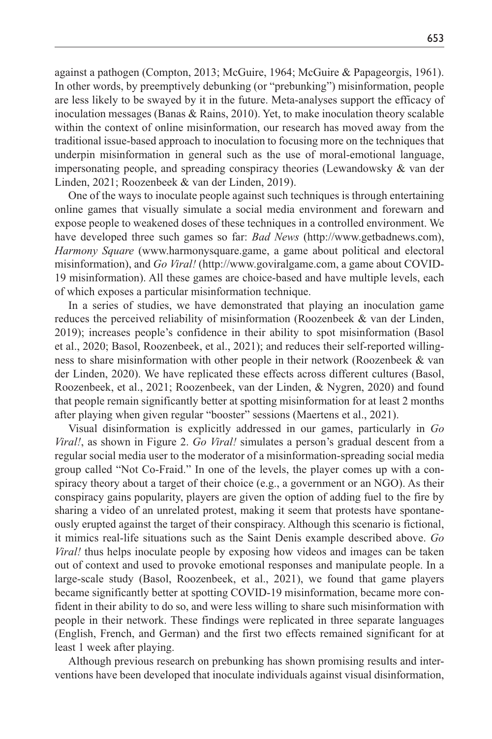against a pathogen (Compton, 2013; McGuire, 1964; McGuire & Papageorgis, 1961). In other words, by preemptively debunking (or "prebunking") misinformation, people are less likely to be swayed by it in the future. Meta-analyses support the efficacy of inoculation messages (Banas & Rains, 2010). Yet, to make inoculation theory scalable within the context of online misinformation, our research has moved away from the traditional issue-based approach to inoculation to focusing more on the techniques that underpin misinformation in general such as the use of moral-emotional language, impersonating people, and spreading conspiracy theories (Lewandowsky & van der Linden, 2021; Roozenbeek & van der Linden, 2019).

One of the ways to inoculate people against such techniques is through entertaining online games that visually simulate a social media environment and forewarn and expose people to weakened doses of these techniques in a controlled environment. We have developed three such games so far: *Bad News* (http://www.getbadnews.com), *Harmony Square* (www.harmonysquare.game, a game about political and electoral misinformation), and *Go Viral!* (http://www.goviralgame.com, a game about COVID-19 misinformation). All these games are choice-based and have multiple levels, each of which exposes a particular misinformation technique.

In a series of studies, we have demonstrated that playing an inoculation game reduces the perceived reliability of misinformation (Roozenbeek & van der Linden, 2019); increases people's confidence in their ability to spot misinformation (Basol et al., 2020; Basol, Roozenbeek, et al., 2021); and reduces their self-reported willingness to share misinformation with other people in their network (Roozenbeek & van der Linden, 2020). We have replicated these effects across different cultures (Basol, Roozenbeek, et al., 2021; Roozenbeek, van der Linden, & Nygren, 2020) and found that people remain significantly better at spotting misinformation for at least 2 months after playing when given regular "booster" sessions (Maertens et al., 2021).

Visual disinformation is explicitly addressed in our games, particularly in *Go Viral!*, as shown in Figure 2. *Go Viral!* simulates a person's gradual descent from a regular social media user to the moderator of a misinformation-spreading social media group called "Not Co-Fraid." In one of the levels, the player comes up with a conspiracy theory about a target of their choice (e.g., a government or an NGO). As their conspiracy gains popularity, players are given the option of adding fuel to the fire by sharing a video of an unrelated protest, making it seem that protests have spontaneously erupted against the target of their conspiracy. Although this scenario is fictional, it mimics real-life situations such as the Saint Denis example described above. *Go Viral!* thus helps inoculate people by exposing how videos and images can be taken out of context and used to provoke emotional responses and manipulate people. In a large-scale study (Basol, Roozenbeek, et al., 2021), we found that game players became significantly better at spotting COVID-19 misinformation, became more confident in their ability to do so, and were less willing to share such misinformation with people in their network. These findings were replicated in three separate languages (English, French, and German) and the first two effects remained significant for at least 1 week after playing.

Although previous research on prebunking has shown promising results and interventions have been developed that inoculate individuals against visual disinformation,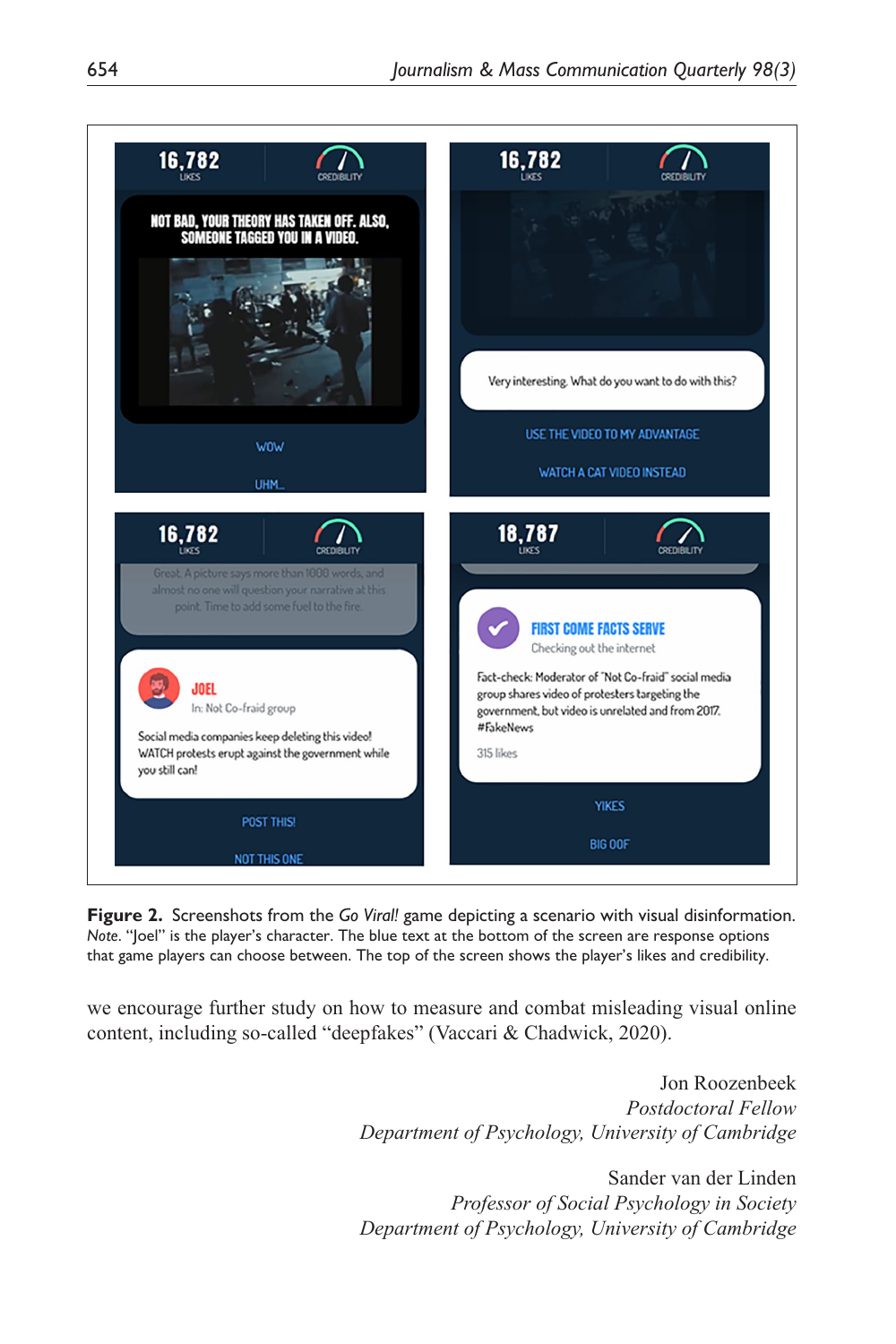**Figure 2.** Screenshots from the *Go Viral!* game depicting a scenario with visual disinformation.
*Note.* "Joel" is the player's character. The blue text at the bottom of the screen are response options that game players can choose between. The top of the screen shows the player's likes and credibility.

we encourage further study on how to measure and combat misleading visual online content, including so-called "deepfakes" (Vaccari & Chadwick, 2020).

Jon Roozenbeek
*Postdoctoral Fellow*
*Department of Psychology, University of Cambridge*

Sander van der Linden
*Professor of Social Psychology in Society*
*Department of Psychology, University of Cambridge*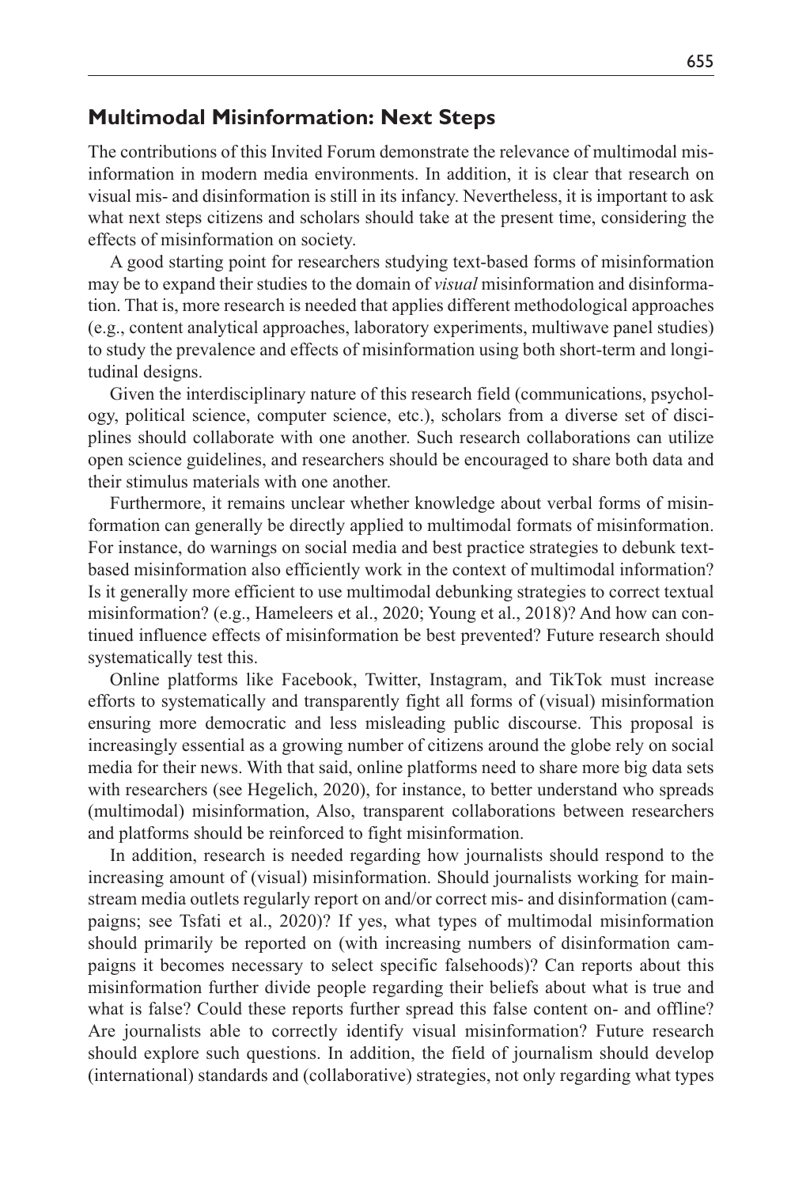## Multimodal Misinformation: Next Steps

The contributions of this Invited Forum demonstrate the relevance of multimodal misinformation in modern media environments. In addition, it is clear that research on visual mis- and disinformation is still in its infancy. Nevertheless, it is important to ask what next steps citizens and scholars should take at the present time, considering the effects of misinformation on society.

A good starting point for researchers studying text-based forms of misinformation may be to expand their studies to the domain of *visual* misinformation and disinformation. That is, more research is needed that applies different methodological approaches (e.g., content analytical approaches, laboratory experiments, multiwave panel studies) to study the prevalence and effects of misinformation using both short-term and longitudinal designs.

Given the interdisciplinary nature of this research field (communications, psychology, political science, computer science, etc.), scholars from a diverse set of disciplines should collaborate with one another. Such research collaborations can utilize open science guidelines, and researchers should be encouraged to share both data and their stimulus materials with one another.

Furthermore, it remains unclear whether knowledge about verbal forms of misinformation can generally be directly applied to multimodal formats of misinformation. For instance, do warnings on social media and best practice strategies to debunk text-based misinformation also efficiently work in the context of multimodal information? Is it generally more efficient to use multimodal debunking strategies to correct textual misinformation? (e.g., Hameleers et al., 2020; Young et al., 2018)? And how can continued influence effects of misinformation be best prevented? Future research should systematically test this.

Online platforms like Facebook, Twitter, Instagram, and TikTok must increase efforts to systematically and transparently fight all forms of (visual) misinformation ensuring more democratic and less misleading public discourse. This proposal is increasingly essential as a growing number of citizens around the globe rely on social media for their news. With that said, online platforms need to share more big data sets with researchers (see Hegelich, 2020), for instance, to better understand who spreads (multimodal) misinformation, Also, transparent collaborations between researchers and platforms should be reinforced to fight misinformation.

In addition, research is needed regarding how journalists should respond to the increasing amount of (visual) misinformation. Should journalists working for mainstream media outlets regularly report on and/or correct mis- and disinformation (campaigns; see Tsfati et al., 2020)? If yes, what types of multimodal misinformation should primarily be reported on (with increasing numbers of disinformation campaigns it becomes necessary to select specific falsehoods)? Can reports about this misinformation further divide people regarding their beliefs about what is true and what is false? Could these reports further spread this false content on- and offline? Are journalists able to correctly identify visual misinformation? Future research should explore such questions. In addition, the field of journalism should develop (international) standards and (collaborative) strategies, not only regarding what types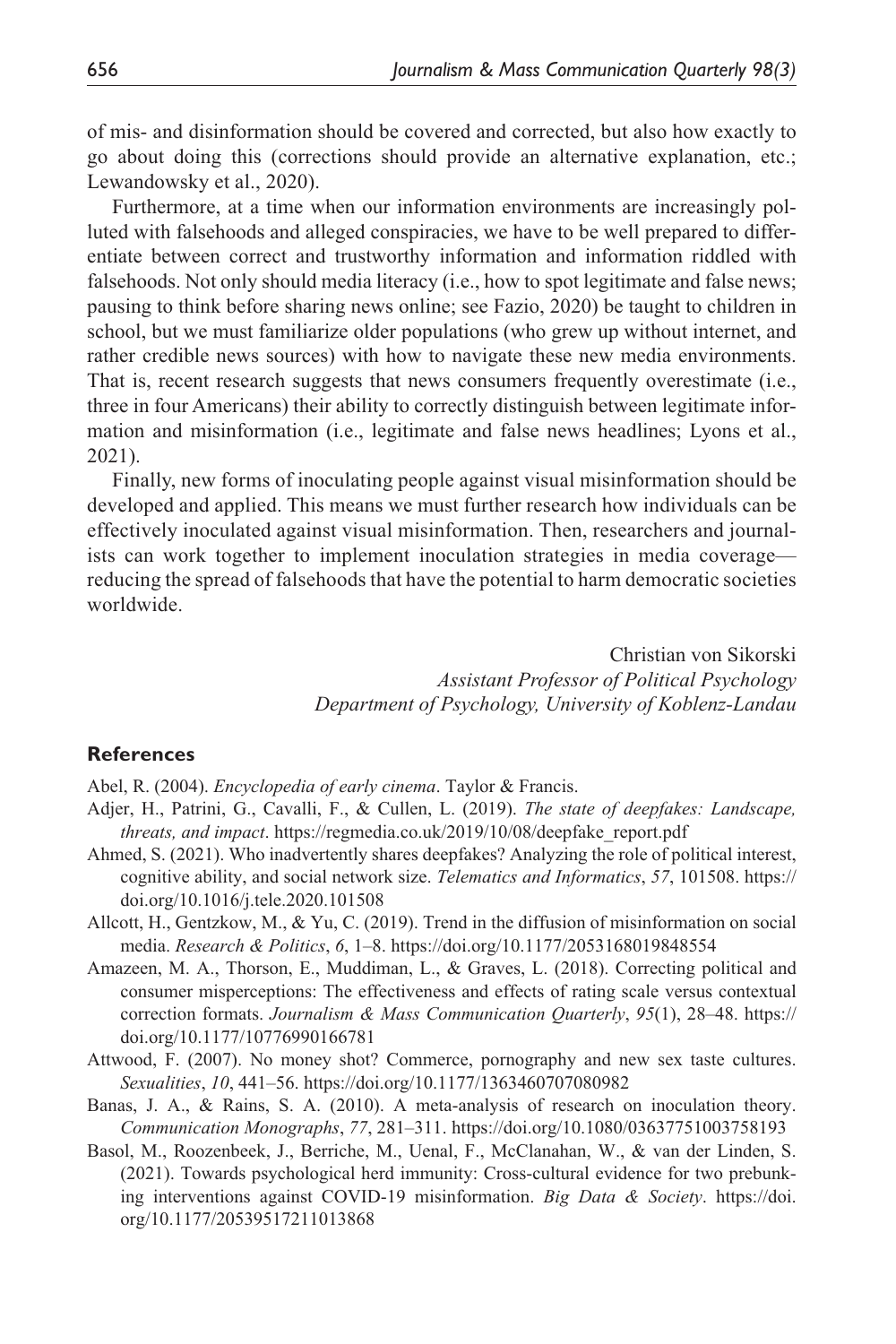of mis- and disinformation should be covered and corrected, but also how exactly to go about doing this (corrections should provide an alternative explanation, etc.; Lewandowsky et al., 2020).

Furthermore, at a time when our information environments are increasingly polluted with falsehoods and alleged conspiracies, we have to be well prepared to differentiate between correct and trustworthy information and information riddled with falsehoods. Not only should media literacy (i.e., how to spot legitimate and false news; pausing to think before sharing news online; see Fazio, 2020) be taught to children in school, but we must familiarize older populations (who grew up without internet, and rather credible news sources) with how to navigate these new media environments. That is, recent research suggests that news consumers frequently overestimate (i.e., three in four Americans) their ability to correctly distinguish between legitimate information and misinformation (i.e., legitimate and false news headlines; Lyons et al., 2021).

Finally, new forms of inoculating people against visual misinformation should be developed and applied. This means we must further research how individuals can be effectively inoculated against visual misinformation. Then, researchers and journalists can work together to implement inoculation strategies in media coverage—reducing the spread of falsehoods that have the potential to harm democratic societies worldwide.

Christian von Sikorski
*Assistant Professor of Political Psychology*
*Department of Psychology, University of Koblenz-Landau*

## References

Abel, R. (2004). *Encyclopedia of early cinema*. Taylor & Francis.

Adjer, H., Patrini, G., Cavalli, F., & Cullen, L. (2019). *The state of deepfakes: Landscape, threats, and impact*. https://regmedia.co.uk/2019/10/08/deepfake_report.pdf

Ahmed, S. (2021). Who inadvertently shares deepfakes? Analyzing the role of political interest, cognitive ability, and social network size. *Telematics and Informatics*, *57*, 101508. https://doi.org/10.1016/j.tele.2020.101508

Allcott, H., Gentzkow, M., & Yu, C. (2019). Trend in the diffusion of misinformation on social media. *Research & Politics*, *6*, 1–8. https://doi.org/10.1177/2053168019848554

Amazeen, M. A., Thorson, E., Muddiman, L., & Graves, L. (2018). Correcting political and consumer misperceptions: The effectiveness and effects of rating scale versus contextual correction formats. *Journalism & Mass Communication Quarterly*, *95*(1), 28–48. https://doi.org/10.1177/10776990166781

Attwood, F. (2007). No money shot? Commerce, pornography and new sex taste cultures. *Sexualities*, *10*, 441–56. https://doi.org/10.1177/1363460707080982

Banas, J. A., & Rains, S. A. (2010). A meta-analysis of research on inoculation theory. *Communication Monographs*, *77*, 281–311. https://doi.org/10.1080/03637751003758193

Basol, M., Roozenbeek, J., Berriche, M., Uenal, F., McClanahan, W., & van der Linden, S. (2021). Towards psychological herd immunity: Cross-cultural evidence for two prebunking interventions against COVID-19 misinformation. *Big Data & Society*. https://doi.org/10.1177/20539517211013868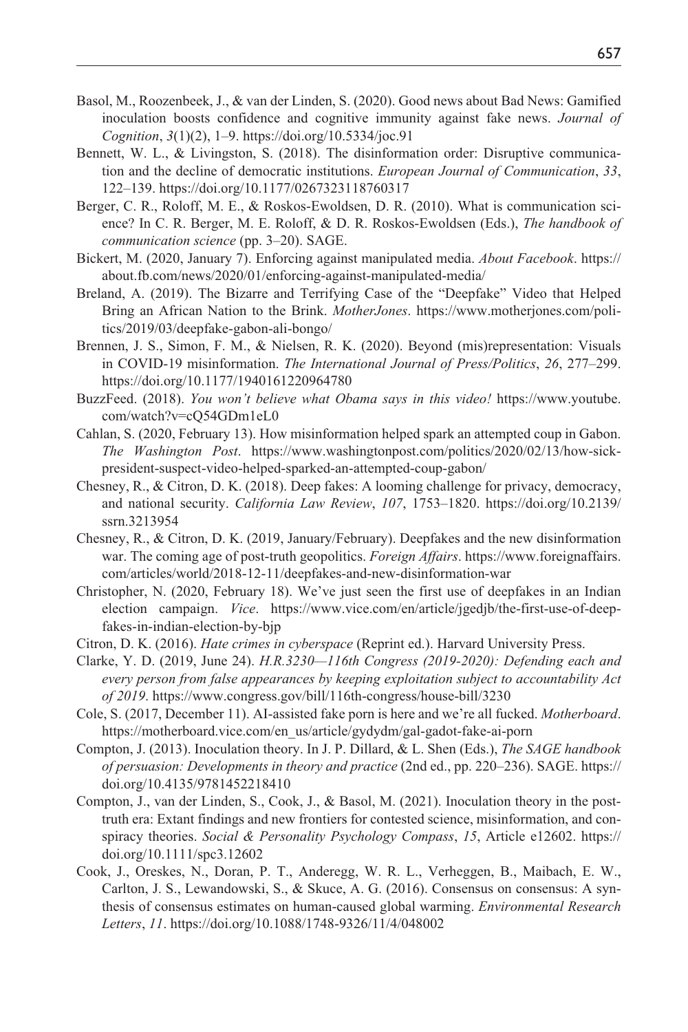Basol, M., Roozenbeek, J., & van der Linden, S. (2020). Good news about Bad News: Gamified inoculation boosts confidence and cognitive immunity against fake news. *Journal of Cognition*, *3*(1)(2), 1–9. https://doi.org/10.5334/joc.91

Bennett, W. L., & Livingston, S. (2018). The disinformation order: Disruptive communication and the decline of democratic institutions. *European Journal of Communication*, *33*, 122–139. https://doi.org/10.1177/0267323118760317

Berger, C. R., Roloff, M. E., & Roskos-Ewoldsen, D. R. (2010). What is communication science? In C. R. Berger, M. E. Roloff, & D. R. Roskos-Ewoldsen (Eds.), *The handbook of communication science* (pp. 3–20). SAGE.

Bickert, M. (2020, January 7). Enforcing against manipulated media. *About Facebook*. https://about.fb.com/news/2020/01/enforcing-against-manipulated-media/

Breland, A. (2019). The Bizarre and Terrifying Case of the "Deepfake" Video that Helped Bring an African Nation to the Brink. *MotherJones*. https://www.motherjones.com/politics/2019/03/deepfake-gabon-ali-bongo/

Brennen, J. S., Simon, F. M., & Nielsen, R. K. (2020). Beyond (mis)representation: Visuals in COVID-19 misinformation. *The International Journal of Press/Politics*, *26*, 277–299. https://doi.org/10.1177/1940161220964780

BuzzFeed. (2018). *You won't believe what Obama says in this video!* https://www.youtube.com/watch?v=cQ54GDm1eL0

Cahlan, S. (2020, February 13). How misinformation helped spark an attempted coup in Gabon. *The Washington Post*. https://www.washingtonpost.com/politics/2020/02/13/how-sick-president-suspect-video-helped-sparked-an-attempted-coup-gabon/

Chesney, R., & Citron, D. K. (2018). Deep fakes: A looming challenge for privacy, democracy, and national security. *California Law Review*, *107*, 1753–1820. https://doi.org/10.2139/ssrn.3213954

Chesney, R., & Citron, D. K. (2019, January/February). Deepfakes and the new disinformation war. The coming age of post-truth geopolitics. *Foreign Affairs*. https://www.foreignaffairs.com/articles/world/2018-12-11/deepfakes-and-new-disinformation-war

Christopher, N. (2020, February 18). We've just seen the first use of deepfakes in an Indian election campaign. *Vice*. https://www.vice.com/en/article/jgedjb/the-first-use-of-deepfakes-in-indian-election-by-bjp

Citron, D. K. (2016). *Hate crimes in cyberspace* (Reprint ed.). Harvard University Press.

Clarke, Y. D. (2019, June 24). *H.R.3230—116th Congress (2019-2020): Defending each and every person from false appearances by keeping exploitation subject to accountability Act of 2019*. https://www.congress.gov/bill/116th-congress/house-bill/3230

Cole, S. (2017, December 11). AI-assisted fake porn is here and we're all fucked. *Motherboard*. https://motherboard.vice.com/en_us/article/gydydm/gal-gadot-fake-ai-porn

Compton, J. (2013). Inoculation theory. In J. P. Dillard, & L. Shen (Eds.), *The SAGE handbook of persuasion: Developments in theory and practice* (2nd ed., pp. 220–236). SAGE. https://doi.org/10.4135/9781452218410

Compton, J., van der Linden, S., Cook, J., & Basol, M. (2021). Inoculation theory in the post-truth era: Extant findings and new frontiers for contested science, misinformation, and conspiracy theories. *Social & Personality Psychology Compass*, *15*, Article e12602. https://doi.org/10.1111/spc3.12602

Cook, J., Oreskes, N., Doran, P. T., Anderegg, W. R. L., Verheggen, B., Maibach, E. W., Carlton, J. S., Lewandowski, S., & Skuce, A. G. (2016). Consensus on consensus: A synthesis of consensus estimates on human-caused global warming. *Environmental Research Letters*, *11*. https://doi.org/10.1088/1748-9326/11/4/048002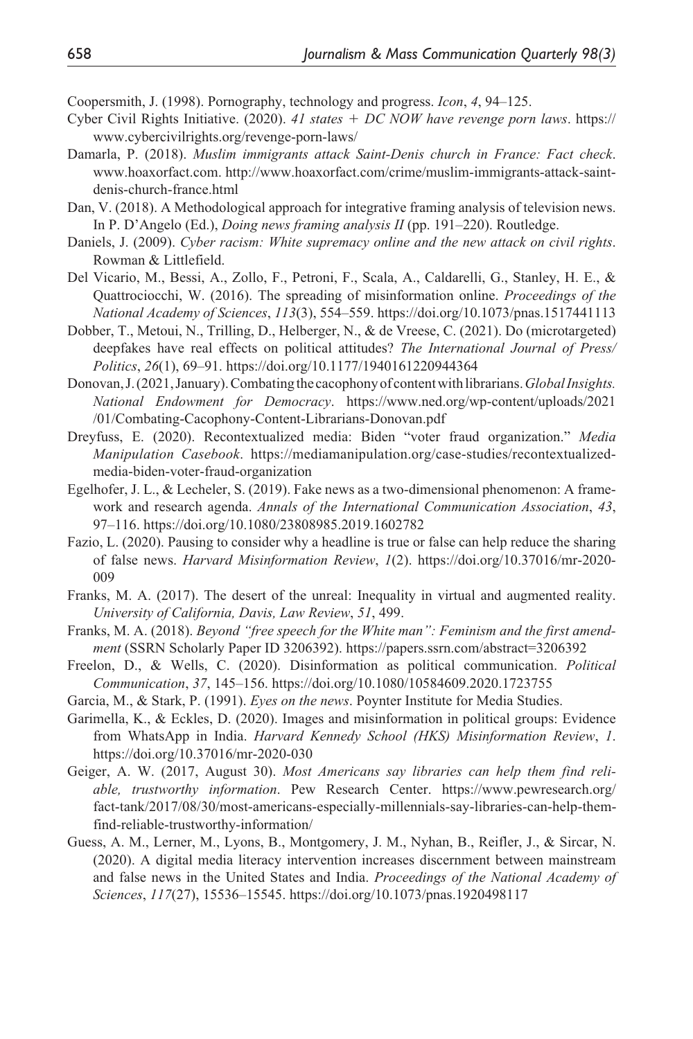Coopersmith, J. (1998). Pornography, technology and progress. *Icon*, *4*, 94–125.

Cyber Civil Rights Initiative. (2020). *41 states + DC NOW have revenge porn laws*. https://www.cybercivilrights.org/revenge-porn-laws/

Damarla, P. (2018). *Muslim immigrants attack Saint-Denis church in France: Fact check*. www.hoaxorfact.com. http://www.hoaxorfact.com/crime/muslim-immigrants-attack-saint-denis-church-france.html

Dan, V. (2018). A Methodological approach for integrative framing analysis of television news. In P. D'Angelo (Ed.), *Doing news framing analysis II* (pp. 191–220). Routledge.

Daniels, J. (2009). *Cyber racism: White supremacy online and the new attack on civil rights*. Rowman & Littlefield.

Del Vicario, M., Bessi, A., Zollo, F., Petroni, F., Scala, A., Caldarelli, G., Stanley, H. E., & Quattrociocchi, W. (2016). The spreading of misinformation online. *Proceedings of the National Academy of Sciences*, *113*(3), 554–559. https://doi.org/10.1073/pnas.1517441113

Dobber, T., Metoui, N., Trilling, D., Helberger, N., & de Vreese, C. (2021). Do (microtargeted) deepfakes have real effects on political attitudes? *The International Journal of Press/Politics*, *26*(1), 69–91. https://doi.org/10.1177/1940161220944364

Donovan, J. (2021, January). Combating the cacophony of content with librarians. *Global Insights. National Endowment for Democracy*. https://www.ned.org/wp-content/uploads/2021/01/Combating-Cacophony-Content-Librarians-Donovan.pdf

Dreyfuss, E. (2020). Recontextualized media: Biden "voter fraud organization." *Media Manipulation Casebook*. https://mediamanipulation.org/case-studies/recontextualized-media-biden-voter-fraud-organization

Egelhofer, J. L., & Lecheler, S. (2019). Fake news as a two-dimensional phenomenon: A framework and research agenda. *Annals of the International Communication Association*, *43*, 97–116. https://doi.org/10.1080/23808985.2019.1602782

Fazio, L. (2020). Pausing to consider why a headline is true or false can help reduce the sharing of false news. *Harvard Misinformation Review*, *1*(2). https://doi.org/10.37016/mr-2020-009

Franks, M. A. (2017). The desert of the unreal: Inequality in virtual and augmented reality. *University of California, Davis, Law Review*, *51*, 499.

Franks, M. A. (2018). *Beyond "free speech for the White man": Feminism and the first amendment* (SSRN Scholarly Paper ID 3206392). https://papers.ssrn.com/abstract=3206392

Freelon, D., & Wells, C. (2020). Disinformation as political communication. *Political Communication*, *37*, 145–156. https://doi.org/10.1080/10584609.2020.1723755

Garcia, M., & Stark, P. (1991). *Eyes on the news*. Poynter Institute for Media Studies.

Garimella, K., & Eckles, D. (2020). Images and misinformation in political groups: Evidence from WhatsApp in India. *Harvard Kennedy School (HKS) Misinformation Review*, *1*. https://doi.org/10.37016/mr-2020-030

Geiger, A. W. (2017, August 30). *Most Americans say libraries can help them find reliable, trustworthy information*. Pew Research Center. https://www.pewresearch.org/fact-tank/2017/08/30/most-americans-especially-millennials-say-libraries-can-help-them-find-reliable-trustworthy-information/

Guess, A. M., Lerner, M., Lyons, B., Montgomery, J. M., Nyhan, B., Reifler, J., & Sircar, N. (2020). A digital media literacy intervention increases discernment between mainstream and false news in the United States and India. *Proceedings of the National Academy of Sciences*, *117*(27), 15536–15545. https://doi.org/10.1073/pnas.1920498117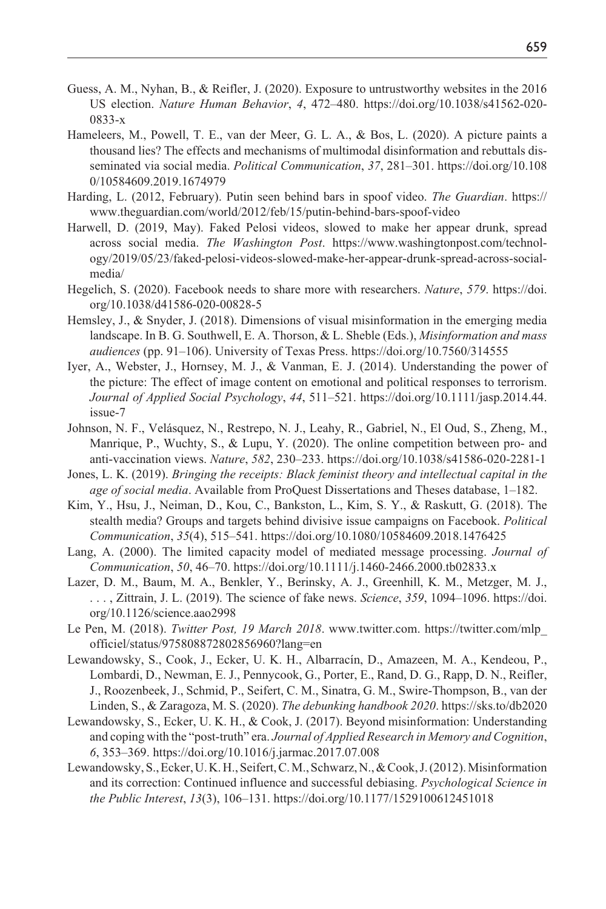Guess, A. M., Nyhan, B., & Reifler, J. (2020). Exposure to untrustworthy websites in the 2016 US election. *Nature Human Behavior*, *4*, 472–480. https://doi.org/10.1038/s41562-020-0833-x

Hameleers, M., Powell, T. E., van der Meer, G. L. A., & Bos, L. (2020). A picture paints a thousand lies? The effects and mechanisms of multimodal disinformation and rebuttals disseminated via social media. *Political Communication*, *37*, 281–301. https://doi.org/10.1080/10584609.2019.1674979

Harding, L. (2012, February). Putin seen behind bars in spoof video. *The Guardian*. https://www.theguardian.com/world/2012/feb/15/putin-behind-bars-spoof-video

Harwell, D. (2019, May). Faked Pelosi videos, slowed to make her appear drunk, spread across social media. *The Washington Post*. https://www.washingtonpost.com/technology/2019/05/23/faked-pelosi-videos-slowed-make-her-appear-drunk-spread-across-social-media/

Hegelich, S. (2020). Facebook needs to share more with researchers. *Nature*, *579*. https://doi.org/10.1038/d41586-020-00828-5

Hemsley, J., & Snyder, J. (2018). Dimensions of visual misinformation in the emerging media landscape. In B. G. Southwell, E. A. Thorson, & L. Sheble (Eds.), *Misinformation and mass audiences* (pp. 91–106). University of Texas Press. https://doi.org/10.7560/314555

Iyer, A., Webster, J., Hornsey, M. J., & Vanman, E. J. (2014). Understanding the power of the picture: The effect of image content on emotional and political responses to terrorism. *Journal of Applied Social Psychology*, *44*, 511–521. https://doi.org/10.1111/jasp.2014.44.issue-7

Johnson, N. F., Velásquez, N., Restrepo, N. J., Leahy, R., Gabriel, N., El Oud, S., Zheng, M., Manrique, P., Wuchty, S., & Lupu, Y. (2020). The online competition between pro- and anti-vaccination views. *Nature*, *582*, 230–233. https://doi.org/10.1038/s41586-020-2281-1

Jones, L. K. (2019). *Bringing the receipts: Black feminist theory and intellectual capital in the age of social media*. Available from ProQuest Dissertations and Theses database, 1–182.

Kim, Y., Hsu, J., Neiman, D., Kou, C., Bankston, L., Kim, S. Y., & Raskutt, G. (2018). The stealth media? Groups and targets behind divisive issue campaigns on Facebook. *Political Communication*, *35*(4), 515–541. https://doi.org/10.1080/10584609.2018.1476425

Lang, A. (2000). The limited capacity model of mediated message processing. *Journal of Communication*, *50*, 46–70. https://doi.org/10.1111/j.1460-2466.2000.tb02833.x

Lazer, D. M., Baum, M. A., Benkler, Y., Berinsky, A. J., Greenhill, K. M., Metzger, M. J., . . . , Zittrain, J. L. (2019). The science of fake news. *Science*, *359*, 1094–1096. https://doi.org/10.1126/science.aao2998

Le Pen, M. (2018). *Twitter Post, 19 March 2018*. www.twitter.com. https://twitter.com/mlp_officiel/status/975808872802856960?lang=en

Lewandowsky, S., Cook, J., Ecker, U. K. H., Albarracín, D., Amazeen, M. A., Kendeou, P., Lombardi, D., Newman, E. J., Pennycook, G., Porter, E., Rand, D. G., Rapp, D. N., Reifler, J., Roozenbeek, J., Schmid, P., Seifert, C. M., Sinatra, G. M., Swire-Thompson, B., van der Linden, S., & Zaragoza, M. S. (2020). *The debunking handbook 2020*. https://sks.to/db2020

Lewandowsky, S., Ecker, U. K. H., & Cook, J. (2017). Beyond misinformation: Understanding and coping with the "post-truth" era. *Journal of Applied Research in Memory and Cognition*, *6*, 353–369. https://doi.org/10.1016/j.jarmac.2017.07.008

Lewandowsky, S., Ecker, U. K. H., Seifert, C. M., Schwarz, N., & Cook, J. (2012). Misinformation and its correction: Continued influence and successful debiasing. *Psychological Science in the Public Interest*, *13*(3), 106–131. https://doi.org/10.1177/1529100612451018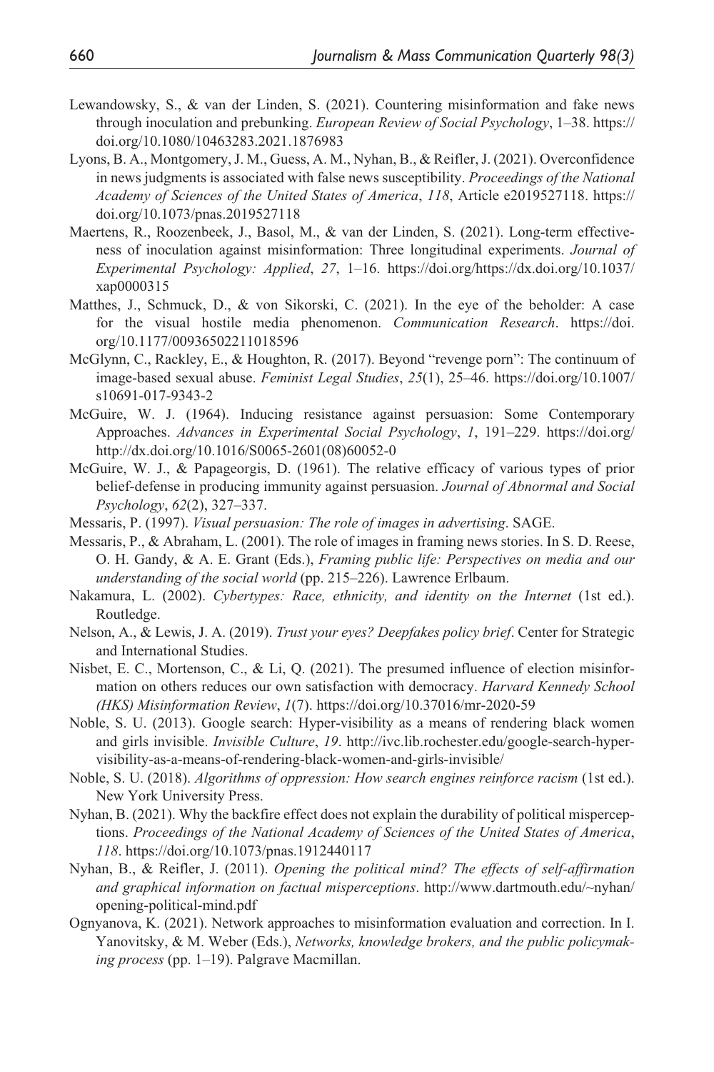Lewandowsky, S., & van der Linden, S. (2021). Countering misinformation and fake news through inoculation and prebunking. *European Review of Social Psychology*, 1–38. https://doi.org/10.1080/10463283.2021.1876983

Lyons, B. A., Montgomery, J. M., Guess, A. M., Nyhan, B., & Reifler, J. (2021). Overconfidence in news judgments is associated with false news susceptibility. *Proceedings of the National Academy of Sciences of the United States of America*, *118*, Article e2019527118. https://doi.org/10.1073/pnas.2019527118

Maertens, R., Roozenbeek, J., Basol, M., & van der Linden, S. (2021). Long-term effectiveness of inoculation against misinformation: Three longitudinal experiments. *Journal of Experimental Psychology: Applied*, *27*, 1–16. https://doi.org/https://dx.doi.org/10.1037/xap0000315

Matthes, J., Schmuck, D., & von Sikorski, C. (2021). In the eye of the beholder: A case for the visual hostile media phenomenon. *Communication Research*. https://doi.org/10.1177/00936502211018596

McGlynn, C., Rackley, E., & Houghton, R. (2017). Beyond "revenge porn": The continuum of image-based sexual abuse. *Feminist Legal Studies*, *25*(1), 25–46. https://doi.org/10.1007/s10691-017-9343-2

McGuire, W. J. (1964). Inducing resistance against persuasion: Some Contemporary Approaches. *Advances in Experimental Social Psychology*, *1*, 191–229. https://doi.org/http://dx.doi.org/10.1016/S0065-2601(08)60052-0

McGuire, W. J., & Papageorgis, D. (1961). The relative efficacy of various types of prior belief-defense in producing immunity against persuasion. *Journal of Abnormal and Social Psychology*, *62*(2), 327–337.

Messaris, P. (1997). *Visual persuasion: The role of images in advertising*. SAGE.

Messaris, P., & Abraham, L. (2001). The role of images in framing news stories. In S. D. Reese, O. H. Gandy, & A. E. Grant (Eds.), *Framing public life: Perspectives on media and our understanding of the social world* (pp. 215–226). Lawrence Erlbaum.

Nakamura, L. (2002). *Cybertypes: Race, ethnicity, and identity on the Internet* (1st ed.). Routledge.

Nelson, A., & Lewis, J. A. (2019). *Trust your eyes? Deepfakes policy brief*. Center for Strategic and International Studies.

Nisbet, E. C., Mortenson, C., & Li, Q. (2021). The presumed influence of election misinformation on others reduces our own satisfaction with democracy. *Harvard Kennedy School (HKS) Misinformation Review*, *1*(7). https://doi.org/10.37016/mr-2020-59

Noble, S. U. (2013). Google search: Hyper-visibility as a means of rendering black women and girls invisible. *Invisible Culture*, *19*. http://ivc.lib.rochester.edu/google-search-hyper-visibility-as-a-means-of-rendering-black-women-and-girls-invisible/

Noble, S. U. (2018). *Algorithms of oppression: How search engines reinforce racism* (1st ed.). New York University Press.

Nyhan, B. (2021). Why the backfire effect does not explain the durability of political misperceptions. *Proceedings of the National Academy of Sciences of the United States of America*, *118*. https://doi.org/10.1073/pnas.1912440117

Nyhan, B., & Reifler, J. (2011). *Opening the political mind? The effects of self-affirmation and graphical information on factual misperceptions*. http://www.dartmouth.edu/~nyhan/opening-political-mind.pdf

Ognyanova, K. (2021). Network approaches to misinformation evaluation and correction. In I. Yanovitsky, & M. Weber (Eds.), *Networks, knowledge brokers, and the public policymaking process* (pp. 1–19). Palgrave Macmillan.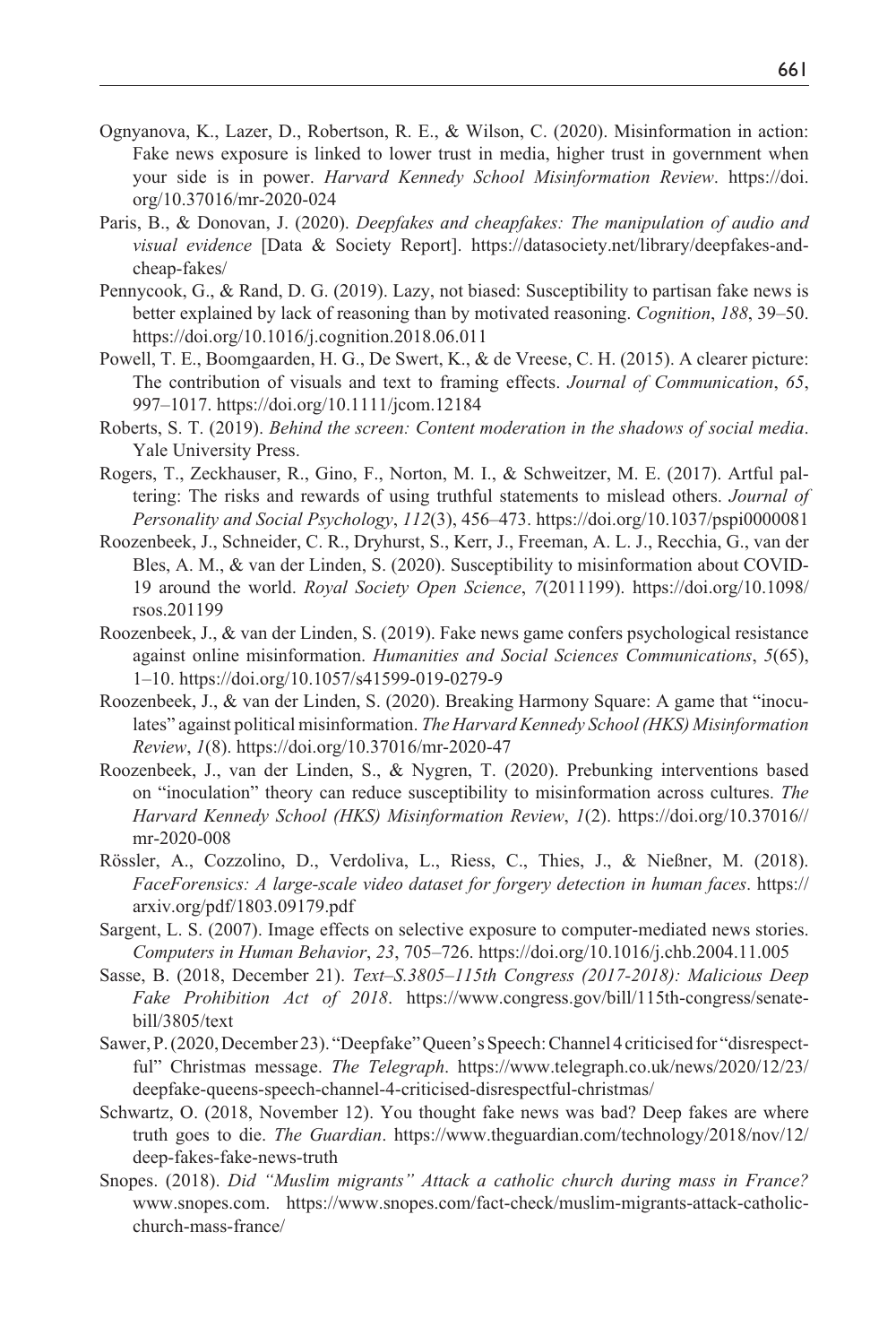Ognyanova, K., Lazer, D., Robertson, R. E., & Wilson, C. (2020). Misinformation in action: Fake news exposure is linked to lower trust in media, higher trust in government when your side is in power. *Harvard Kennedy School Misinformation Review*. https://doi.org/10.37016/mr-2020-024

Paris, B., & Donovan, J. (2020). *Deepfakes and cheapfakes: The manipulation of audio and visual evidence* [Data & Society Report]. https://datasociety.net/library/deepfakes-and-cheap-fakes/

Pennycook, G., & Rand, D. G. (2019). Lazy, not biased: Susceptibility to partisan fake news is better explained by lack of reasoning than by motivated reasoning. *Cognition*, *188*, 39–50. https://doi.org/10.1016/j.cognition.2018.06.011

Powell, T. E., Boomgaarden, H. G., De Swert, K., & de Vreese, C. H. (2015). A clearer picture: The contribution of visuals and text to framing effects. *Journal of Communication*, *65*, 997–1017. https://doi.org/10.1111/jcom.12184

Roberts, S. T. (2019). *Behind the screen: Content moderation in the shadows of social media*. Yale University Press.

Rogers, T., Zeckhauser, R., Gino, F., Norton, M. I., & Schweitzer, M. E. (2017). Artful paltering: The risks and rewards of using truthful statements to mislead others. *Journal of Personality and Social Psychology*, *112*(3), 456–473. https://doi.org/10.1037/pspi0000081

Roozenbeek, J., Schneider, C. R., Dryhurst, S., Kerr, J., Freeman, A. L. J., Recchia, G., van der Bles, A. M., & van der Linden, S. (2020). Susceptibility to misinformation about COVID-19 around the world. *Royal Society Open Science*, *7*(2011199). https://doi.org/10.1098/rsos.201199

Roozenbeek, J., & van der Linden, S. (2019). Fake news game confers psychological resistance against online misinformation. *Humanities and Social Sciences Communications*, *5*(65), 1–10. https://doi.org/10.1057/s41599-019-0279-9

Roozenbeek, J., & van der Linden, S. (2020). Breaking Harmony Square: A game that "inoculates" against political misinformation. *The Harvard Kennedy School (HKS) Misinformation Review*, *1*(8). https://doi.org/10.37016/mr-2020-47

Roozenbeek, J., van der Linden, S., & Nygren, T. (2020). Prebunking interventions based on "inoculation" theory can reduce susceptibility to misinformation across cultures. *The Harvard Kennedy School (HKS) Misinformation Review*, *1*(2). https://doi.org/10.37016//mr-2020-008

Rössler, A., Cozzolino, D., Verdoliva, L., Riess, C., Thies, J., & Nießner, M. (2018). *FaceForensics: A large-scale video dataset for forgery detection in human faces*. https://arxiv.org/pdf/1803.09179.pdf

Sargent, L. S. (2007). Image effects on selective exposure to computer-mediated news stories. *Computers in Human Behavior*, *23*, 705–726. https://doi.org/10.1016/j.chb.2004.11.005

Sasse, B. (2018, December 21). *Text–S.3805–115th Congress (2017-2018): Malicious Deep Fake Prohibition Act of 2018*. https://www.congress.gov/bill/115th-congress/senate-bill/3805/text

Sawer, P. (2020, December 23). "Deepfake" Queen's Speech: Channel 4 criticised for "disrespectful" Christmas message. *The Telegraph*. https://www.telegraph.co.uk/news/2020/12/23/deepfake-queens-speech-channel-4-criticised-disrespectful-christmas/

Schwartz, O. (2018, November 12). You thought fake news was bad? Deep fakes are where truth goes to die. *The Guardian*. https://www.theguardian.com/technology/2018/nov/12/deep-fakes-fake-news-truth

Snopes. (2018). *Did "Muslim migrants" Attack a catholic church during mass in France?* www.snopes.com. https://www.snopes.com/fact-check/muslim-migrants-attack-catholic-church-mass-france/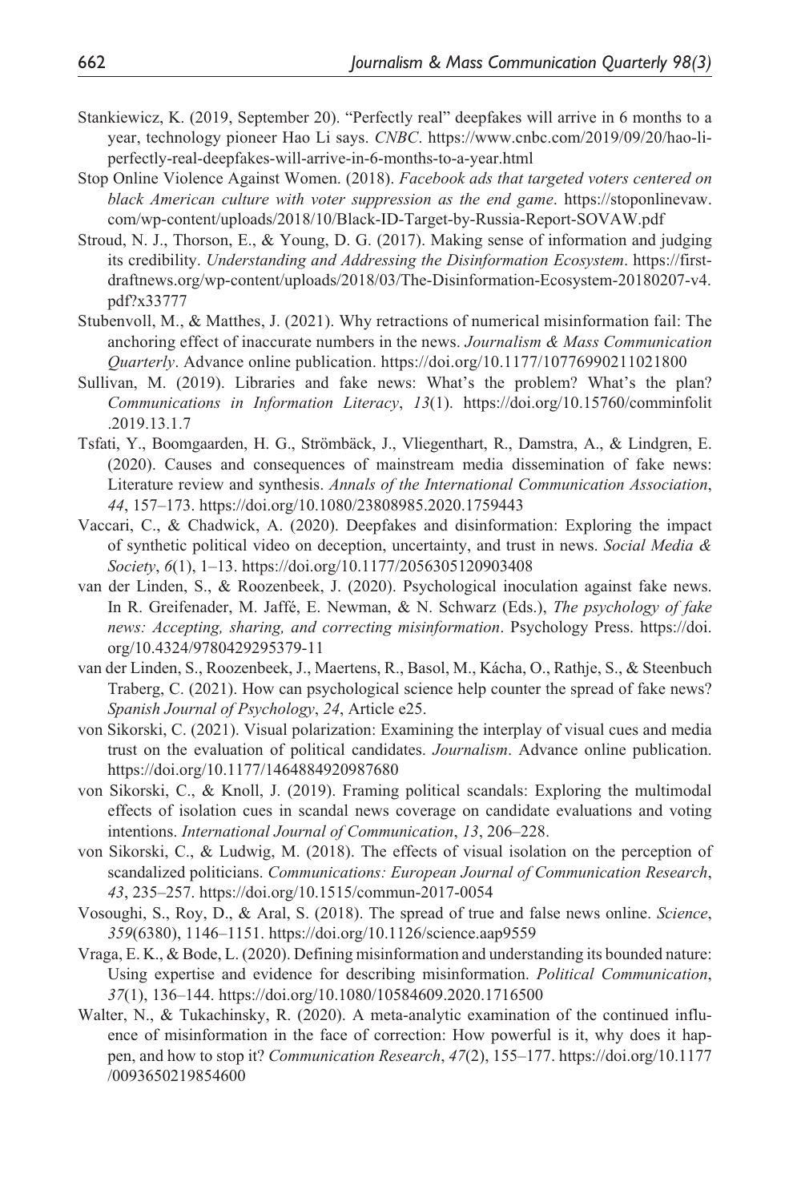Stankiewicz, K. (2019, September 20). "Perfectly real" deepfakes will arrive in 6 months to a year, technology pioneer Hao Li says. *CNBC*. https://www.cnbc.com/2019/09/20/hao-li-perfectly-real-deepfakes-will-arrive-in-6-months-to-a-year.html

Stop Online Violence Against Women. (2018). *Facebook ads that targeted voters centered on black American culture with voter suppression as the end game*. https://stoponlinevaw.com/wp-content/uploads/2018/10/Black-ID-Target-by-Russia-Report-SOVAW.pdf

Stroud, N. J., Thorson, E., & Young, D. G. (2017). Making sense of information and judging its credibility. *Understanding and Addressing the Disinformation Ecosystem*. https://firstdraftnews.org/wp-content/uploads/2018/03/The-Disinformation-Ecosystem-20180207-v4.pdf?x33777

Stubenvoll, M., & Matthes, J. (2021). Why retractions of numerical misinformation fail: The anchoring effect of inaccurate numbers in the news. *Journalism & Mass Communication Quarterly*. Advance online publication. https://doi.org/10.1177/10776990211021800

Sullivan, M. (2019). Libraries and fake news: What's the problem? What's the plan? *Communications in Information Literacy*, *13*(1). https://doi.org/10.15760/comminfolit.2019.13.1.7

Tsfati, Y., Boomgaarden, H. G., Strömbäck, J., Vliegenthart, R., Damstra, A., & Lindgren, E. (2020). Causes and consequences of mainstream media dissemination of fake news: Literature review and synthesis. *Annals of the International Communication Association*, *44*, 157–173. https://doi.org/10.1080/23808985.2020.1759443

Vaccari, C., & Chadwick, A. (2020). Deepfakes and disinformation: Exploring the impact of synthetic political video on deception, uncertainty, and trust in news. *Social Media & Society*, *6*(1), 1–13. https://doi.org/10.1177/2056305120903408

van der Linden, S., & Roozenbeek, J. (2020). Psychological inoculation against fake news. In R. Greifenader, M. Jaffé, E. Newman, & N. Schwarz (Eds.), *The psychology of fake news: Accepting, sharing, and correcting misinformation*. Psychology Press. https://doi.org/10.4324/9780429295379-11

van der Linden, S., Roozenbeek, J., Maertens, R., Basol, M., Kácha, O., Rathje, S., & Steenbuch Traberg, C. (2021). How can psychological science help counter the spread of fake news? *Spanish Journal of Psychology*, *24*, Article e25.

von Sikorski, C. (2021). Visual polarization: Examining the interplay of visual cues and media trust on the evaluation of political candidates. *Journalism*. Advance online publication. https://doi.org/10.1177/1464884920987680

von Sikorski, C., & Knoll, J. (2019). Framing political scandals: Exploring the multimodal effects of isolation cues in scandal news coverage on candidate evaluations and voting intentions. *International Journal of Communication*, *13*, 206–228.

von Sikorski, C., & Ludwig, M. (2018). The effects of visual isolation on the perception of scandalized politicians. *Communications: European Journal of Communication Research*, *43*, 235–257. https://doi.org/10.1515/commun-2017-0054

Vosoughi, S., Roy, D., & Aral, S. (2018). The spread of true and false news online. *Science*, *359*(6380), 1146–1151. https://doi.org/10.1126/science.aap9559

Vraga, E. K., & Bode, L. (2020). Defining misinformation and understanding its bounded nature: Using expertise and evidence for describing misinformation. *Political Communication*, *37*(1), 136–144. https://doi.org/10.1080/10584609.2020.1716500

Walter, N., & Tukachinsky, R. (2020). A meta-analytic examination of the continued influence of misinformation in the face of correction: How powerful is it, why does it happen, and how to stop it? *Communication Research*, *47*(2), 155–177. https://doi.org/10.1177/0093650219854600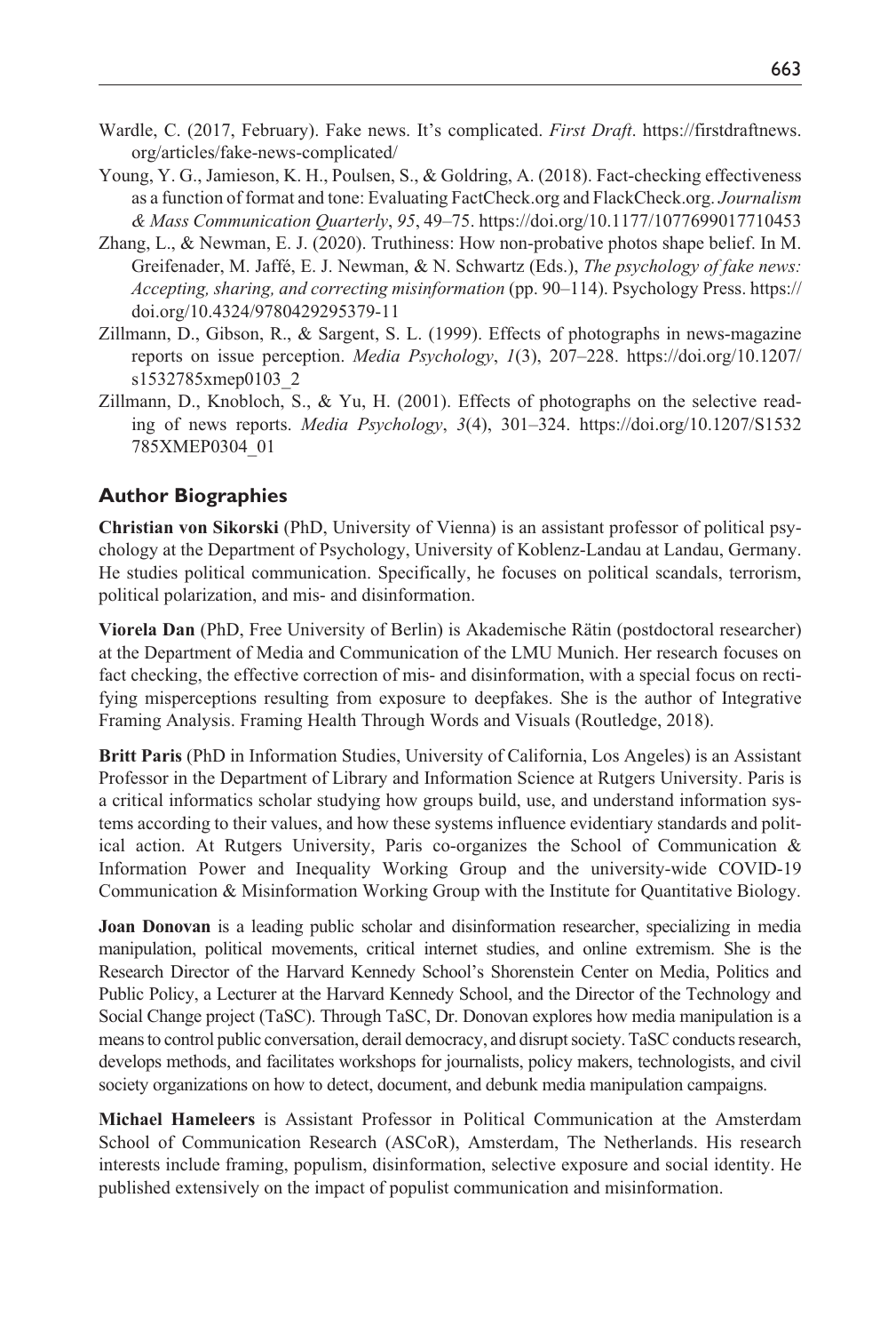Wardle, C. (2017, February). Fake news. It's complicated. *First Draft*. https://firstdraftnews.org/articles/fake-news-complicated/

Young, Y. G., Jamieson, K. H., Poulsen, S., & Goldring, A. (2018). Fact-checking effectiveness as a function of format and tone: Evaluating FactCheck.org and FlackCheck.org. *Journalism & Mass Communication Quarterly*, *95*, 49–75. https://doi.org/10.1177/1077699017710453

Zhang, L., & Newman, E. J. (2020). Truthiness: How non-probative photos shape belief. In M. Greifenader, M. Jaffé, E. J. Newman, & N. Schwartz (Eds.), *The psychology of fake news: Accepting, sharing, and correcting misinformation* (pp. 90–114). Psychology Press. https://doi.org/10.4324/9780429295379-11

Zillmann, D., Gibson, R., & Sargent, S. L. (1999). Effects of photographs in news-magazine reports on issue perception. *Media Psychology*, *1*(3), 207–228. https://doi.org/10.1207/s1532785xmep0103_2

Zillmann, D., Knobloch, S., & Yu, H. (2001). Effects of photographs on the selective reading of news reports. *Media Psychology*, *3*(4), 301–324. https://doi.org/10.1207/S1532785XMEP0304_01

## Author Biographies

**Christian von Sikorski** (PhD, University of Vienna) is an assistant professor of political psychology at the Department of Psychology, University of Koblenz-Landau at Landau, Germany. He studies political communication. Specifically, he focuses on political scandals, terrorism, political polarization, and mis- and disinformation.

**Viorela Dan** (PhD, Free University of Berlin) is Akademische Rätin (postdoctoral researcher) at the Department of Media and Communication of the LMU Munich. Her research focuses on fact checking, the effective correction of mis- and disinformation, with a special focus on rectifying misperceptions resulting from exposure to deepfakes. She is the author of Integrative Framing Analysis. Framing Health Through Words and Visuals (Routledge, 2018).

**Britt Paris** (PhD in Information Studies, University of California, Los Angeles) is an Assistant Professor in the Department of Library and Information Science at Rutgers University. Paris is a critical informatics scholar studying how groups build, use, and understand information systems according to their values, and how these systems influence evidentiary standards and political action. At Rutgers University, Paris co-organizes the School of Communication & Information Power and Inequality Working Group and the university-wide COVID-19 Communication & Misinformation Working Group with the Institute for Quantitative Biology.

**Joan Donovan** is a leading public scholar and disinformation researcher, specializing in media manipulation, political movements, critical internet studies, and online extremism. She is the Research Director of the Harvard Kennedy School's Shorenstein Center on Media, Politics and Public Policy, a Lecturer at the Harvard Kennedy School, and the Director of the Technology and Social Change project (TaSC). Through TaSC, Dr. Donovan explores how media manipulation is a means to control public conversation, derail democracy, and disrupt society. TaSC conducts research, develops methods, and facilitates workshops for journalists, policy makers, technologists, and civil society organizations on how to detect, document, and debunk media manipulation campaigns.

**Michael Hameleers** is Assistant Professor in Political Communication at the Amsterdam School of Communication Research (ASCoR), Amsterdam, The Netherlands. His research interests include framing, populism, disinformation, selective exposure and social identity. He published extensively on the impact of populist communication and misinformation.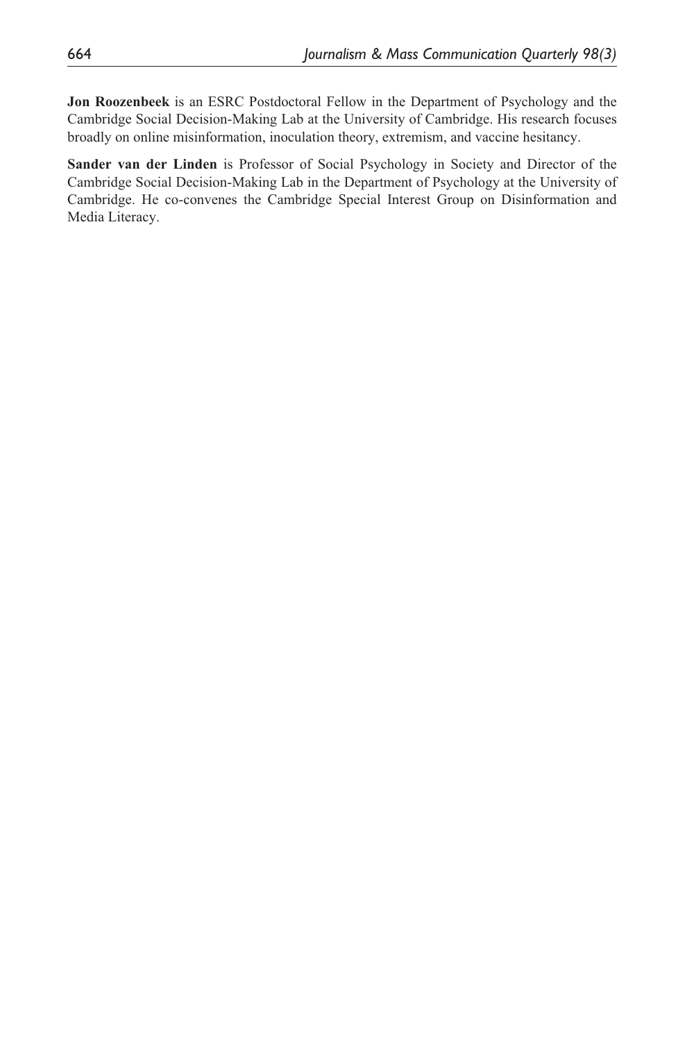**Jon Roozenbeek** is an ESRC Postdoctoral Fellow in the Department of Psychology and the Cambridge Social Decision-Making Lab at the University of Cambridge. His research focuses broadly on online misinformation, inoculation theory, extremism, and vaccine hesitancy.

**Sander van der Linden** is Professor of Social Psychology in Society and Director of the Cambridge Social Decision-Making Lab in the Department of Psychology at the University of Cambridge. He co-convenes the Cambridge Special Interest Group on Disinformation and Media Literacy.